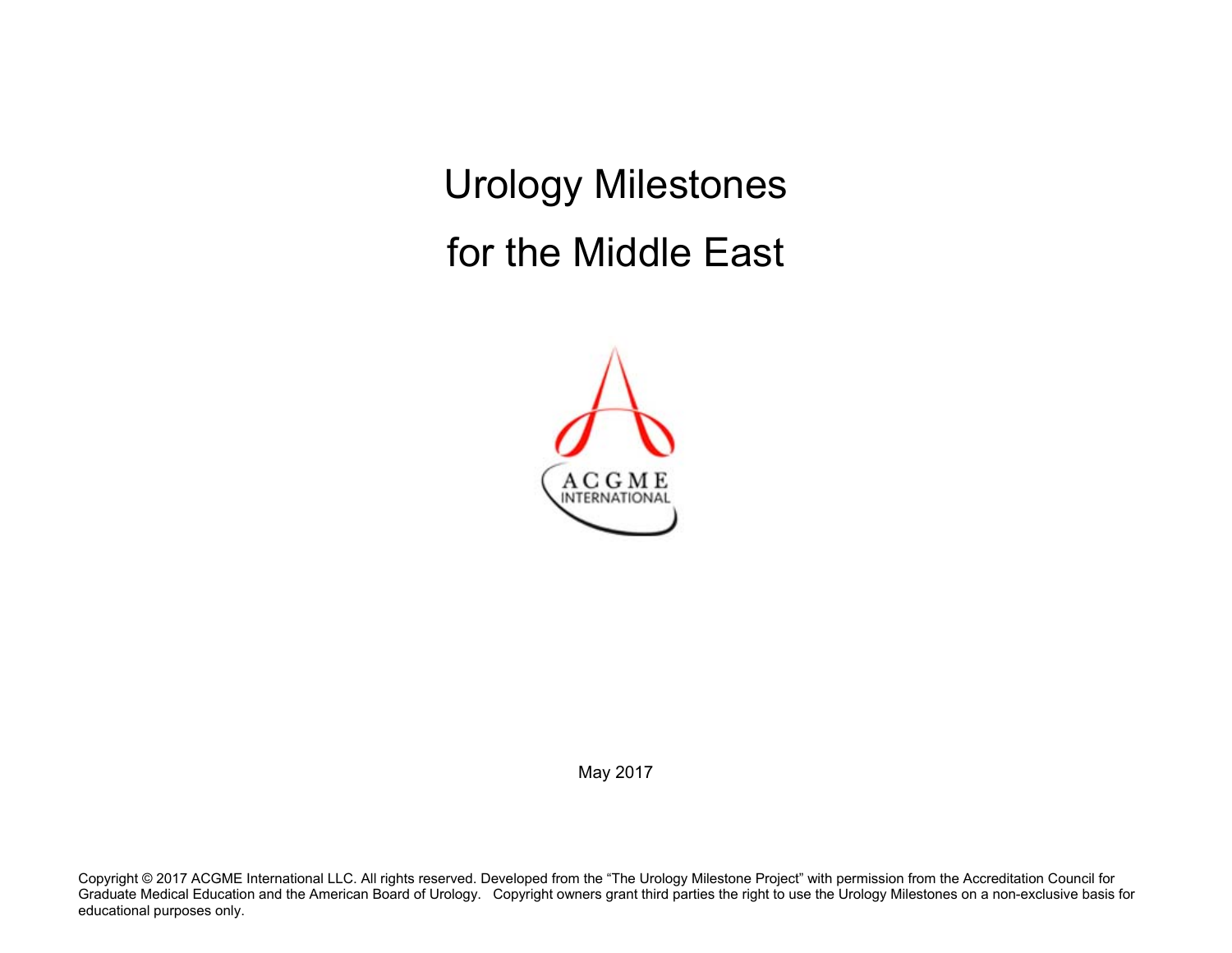# Urology Milestones

# for the Middle East

ACGME INTERNATIONAL

May 2017

Copyright © 2017 ACGME International LLC. All rights reserved. Developed from the "The Urology Milestone Project" with permission from the Accreditation Council for Graduate Medical Education and the American Board of Urology. Copyright owners grant third parties the right to use the Urology Milestones on a non-exclusive basis for educational purposes only.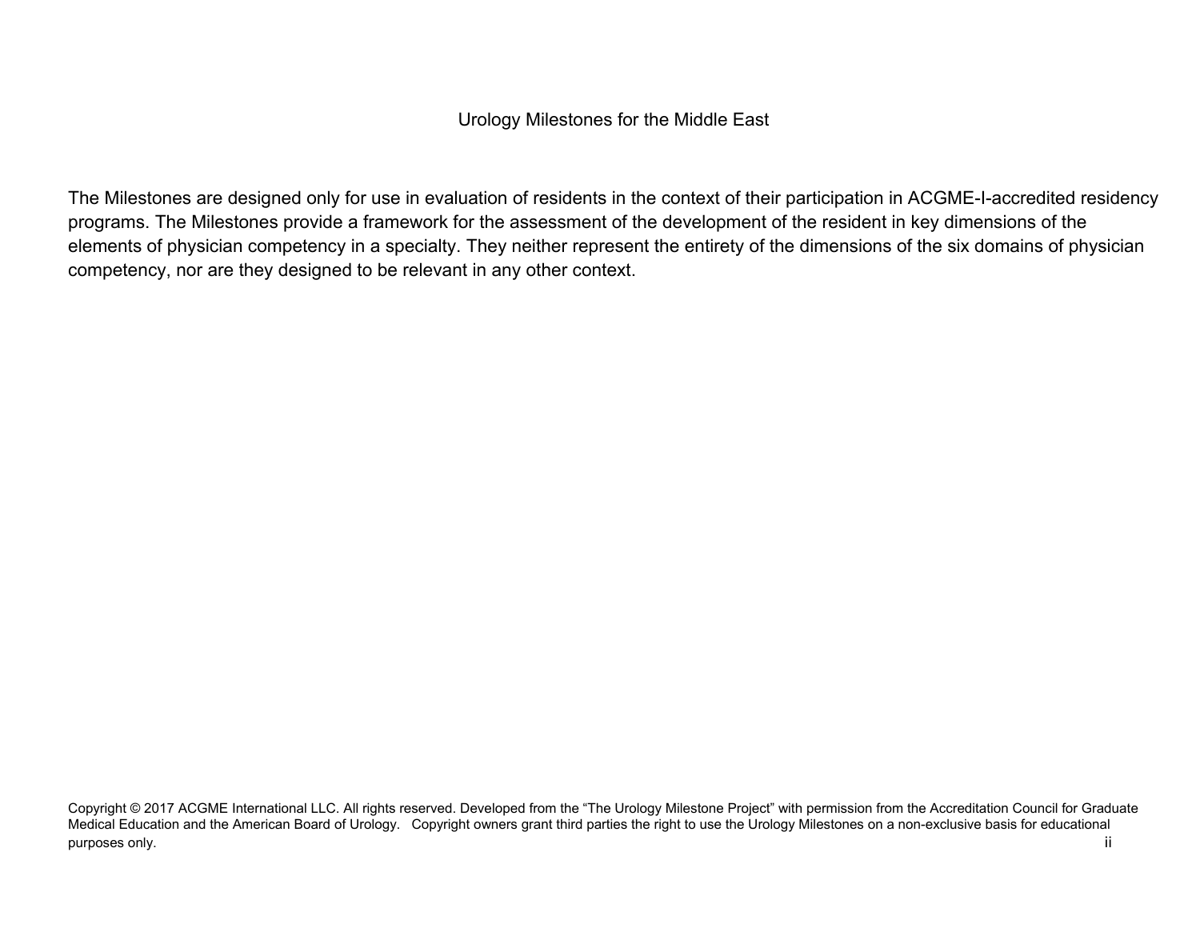# Urology Milestones for the Middle East

The Milestones are designed only for use in evaluation of residents in the context of their participation in ACGME-I-accredited residency programs. The Milestones provide a framework for the assessment of the development of the resident in key dimensions of the elements of physician competency in a specialty. They neither represent the entirety of the dimensions of the six domains of physician competency, nor are they designed to be relevant in any other context.

Copyright © 2017 ACGME International LLC. All rights reserved. Developed from the "The Urology Milestone Project" with permission from the Accreditation Council for Graduate Medical Education and the American Board of Urology. Copyright owners grant third parties the right to use the Urology Milestones on a non-exclusive basis for educational purposes only.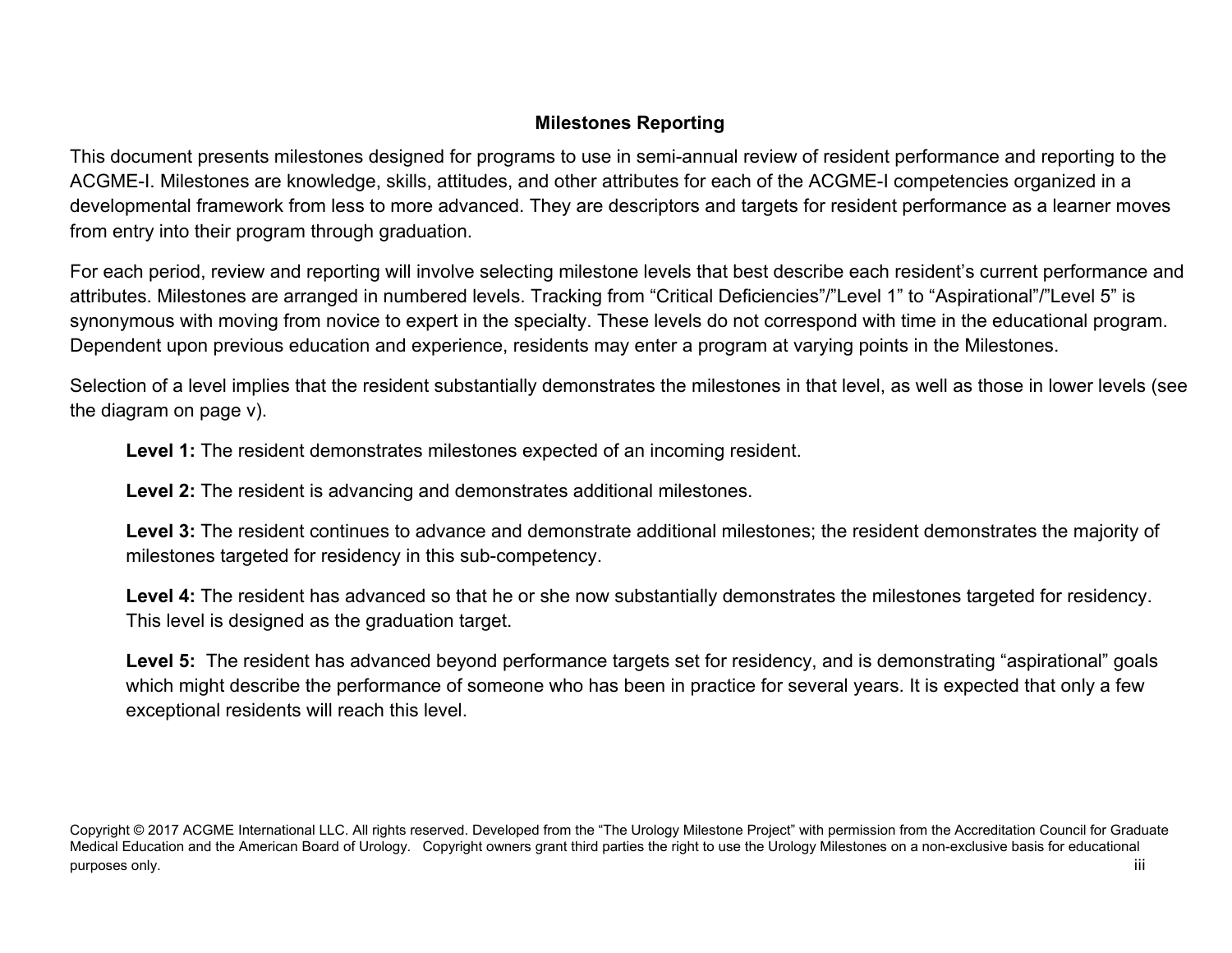## Milestones Reporting

This document presents milestones designed for programs to use in semi-annual review of resident performance and reporting to the ACGME-I. Milestones are knowledge, skills, attitudes, and other attributes for each of the ACGME-I competencies organized in a developmental framework from less to more advanced. They are descriptors and targets for resident performance as a learner moves from entry into their program through graduation.

For each period, review and reporting will involve selecting milestone levels that best describe each resident's current performance and attributes. Milestones are arranged in numbered levels. Tracking from "Critical Deficiencies"/"Level 1" to "Aspirational"/"Level 5" is synonymous with moving from novice to expert in the specialty. These levels do not correspond with time in the educational program. Dependent upon previous education and experience, residents may enter a program at varying points in the Milestones.

Selection of a level implies that the resident substantially demonstrates the milestones in that level, as well as those in lower levels (see the diagram on page v).

> **Level 1:** The resident demonstrates milestones expected of an incoming resident.
>
> **Level 2:** The resident is advancing and demonstrates additional milestones.
>
> **Level 3:** The resident continues to advance and demonstrate additional milestones; the resident demonstrates the majority of milestones targeted for residency in this sub-competency.
>
> **Level 4:** The resident has advanced so that he or she now substantially demonstrates the milestones targeted for residency. This level is designed as the graduation target.
>
> **Level 5:** The resident has advanced beyond performance targets set for residency, and is demonstrating "aspirational" goals which might describe the performance of someone who has been in practice for several years. It is expected that only a few exceptional residents will reach this level.

Copyright © 2017 ACGME International LLC. All rights reserved. Developed from the "The Urology Milestone Project" with permission from the Accreditation Council for Graduate Medical Education and the American Board of Urology. Copyright owners grant third parties the right to use the Urology Milestones on a non-exclusive basis for educational purposes only.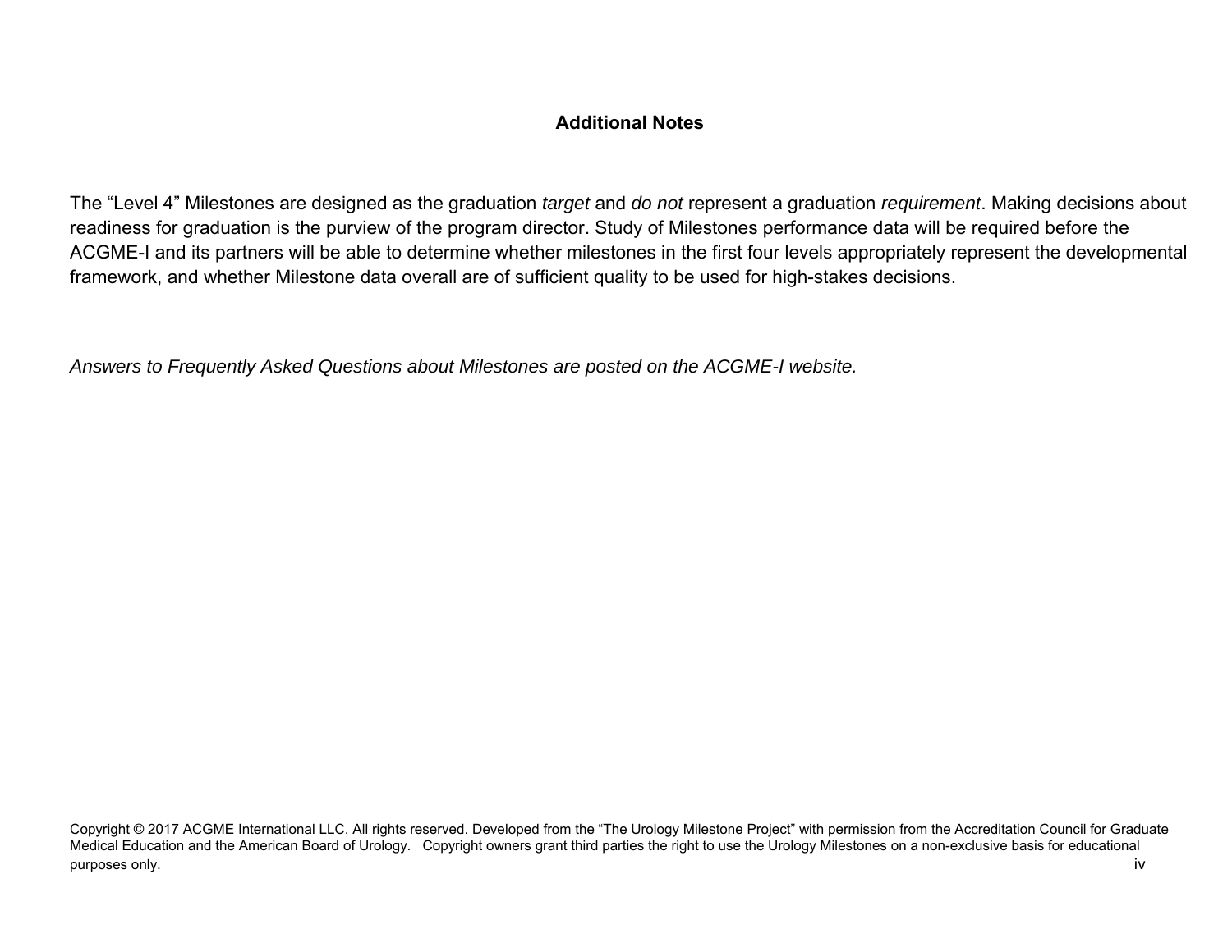## Additional Notes

The "Level 4" Milestones are designed as the graduation *target* and *do not* represent a graduation *requirement*. Making decisions about readiness for graduation is the purview of the program director. Study of Milestones performance data will be required before the ACGME-I and its partners will be able to determine whether milestones in the first four levels appropriately represent the developmental framework, and whether Milestone data overall are of sufficient quality to be used for high-stakes decisions.

*Answers to Frequently Asked Questions about Milestones are posted on the ACGME-I website.*

Copyright © 2017 ACGME International LLC. All rights reserved. Developed from the "The Urology Milestone Project" with permission from the Accreditation Council for Graduate Medical Education and the American Board of Urology. Copyright owners grant third parties the right to use the Urology Milestones on a non-exclusive basis for educational purposes only.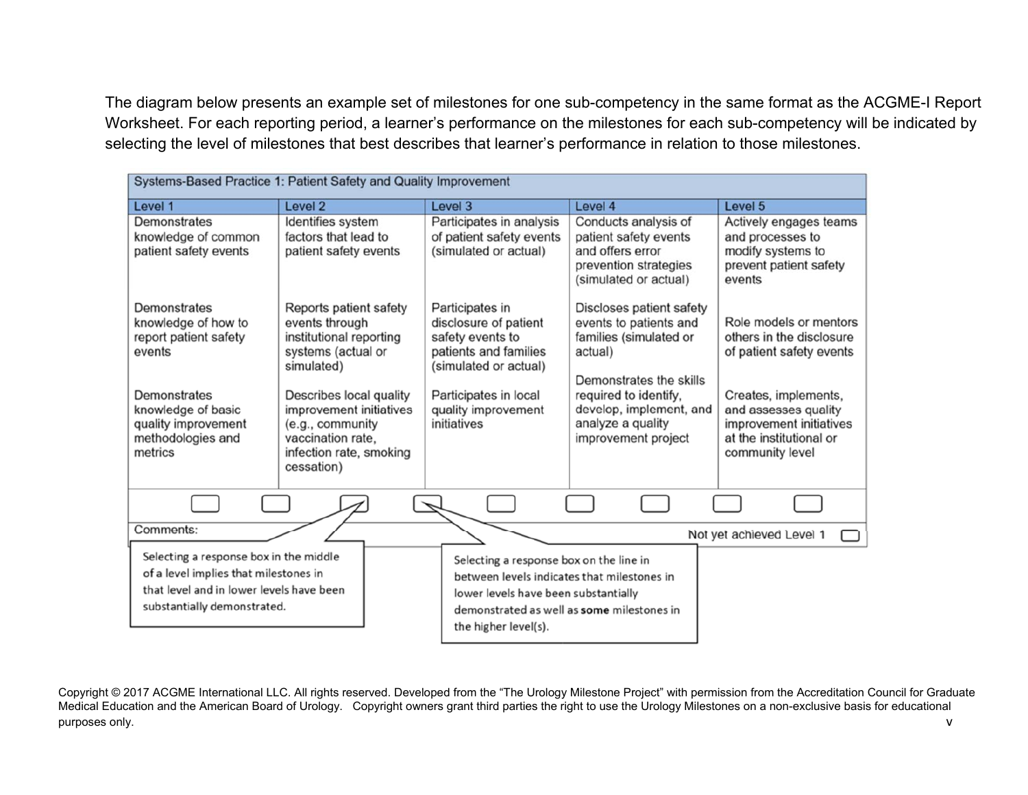The diagram below presents an example set of milestones for one sub-competency in the same format as the ACGME-I Report Worksheet. For each reporting period, a learner's performance on the milestones for each sub-competency will be indicated by selecting the level of milestones that best describes that learner's performance in relation to those milestones.

| Systems-Based Practice 1: Patient Safety and Quality Improvement | | | | |
|---|---|---|---|---|
| **Level 1** | **Level 2** | **Level 3** | **Level 4** | **Level 5** |
| Demonstrates knowledge of common patient safety events | Identifies system factors that lead to patient safety events | Participates in analysis of patient safety events (simulated or actual) | Conducts analysis of patient safety events and offers error prevention strategies (simulated or actual) | Actively engages teams and processes to modify systems to prevent patient safety events |
| Demonstrates knowledge of how to report patient safety events | Reports patient safety events through institutional reporting systems (actual or simulated) | Participates in disclosure of patient safety events to patients and families (simulated or actual) | Discloses patient safety events to patients and families (simulated or actual) | Role models or mentors others in the disclosure of patient safety events |
| Demonstrates knowledge of basic quality improvement methodologies and metrics | Describes local quality improvement initiatives (e.g., community vaccination rate, infection rate, smoking cessation) | Participates in local quality improvement initiatives | Demonstrates the skills required to identify, develop, implement, and analyze a quality improvement project | Creates, implements, and assesses quality improvement initiatives at the institutional or community level |

Comments:

Not yet achieved Level 1

Selecting a response box in the middle of a level implies that milestones in that level and in lower levels have been substantially demonstrated.

Selecting a response box on the line in between levels indicates that milestones in lower levels have been substantially demonstrated as well as **some** milestones in the higher level(s).

Copyright © 2017 ACGME International LLC. All rights reserved. Developed from the "The Urology Milestone Project" with permission from the Accreditation Council for Graduate Medical Education and the American Board of Urology. Copyright owners grant third parties the right to use the Urology Milestones on a non-exclusive basis for educational purposes only.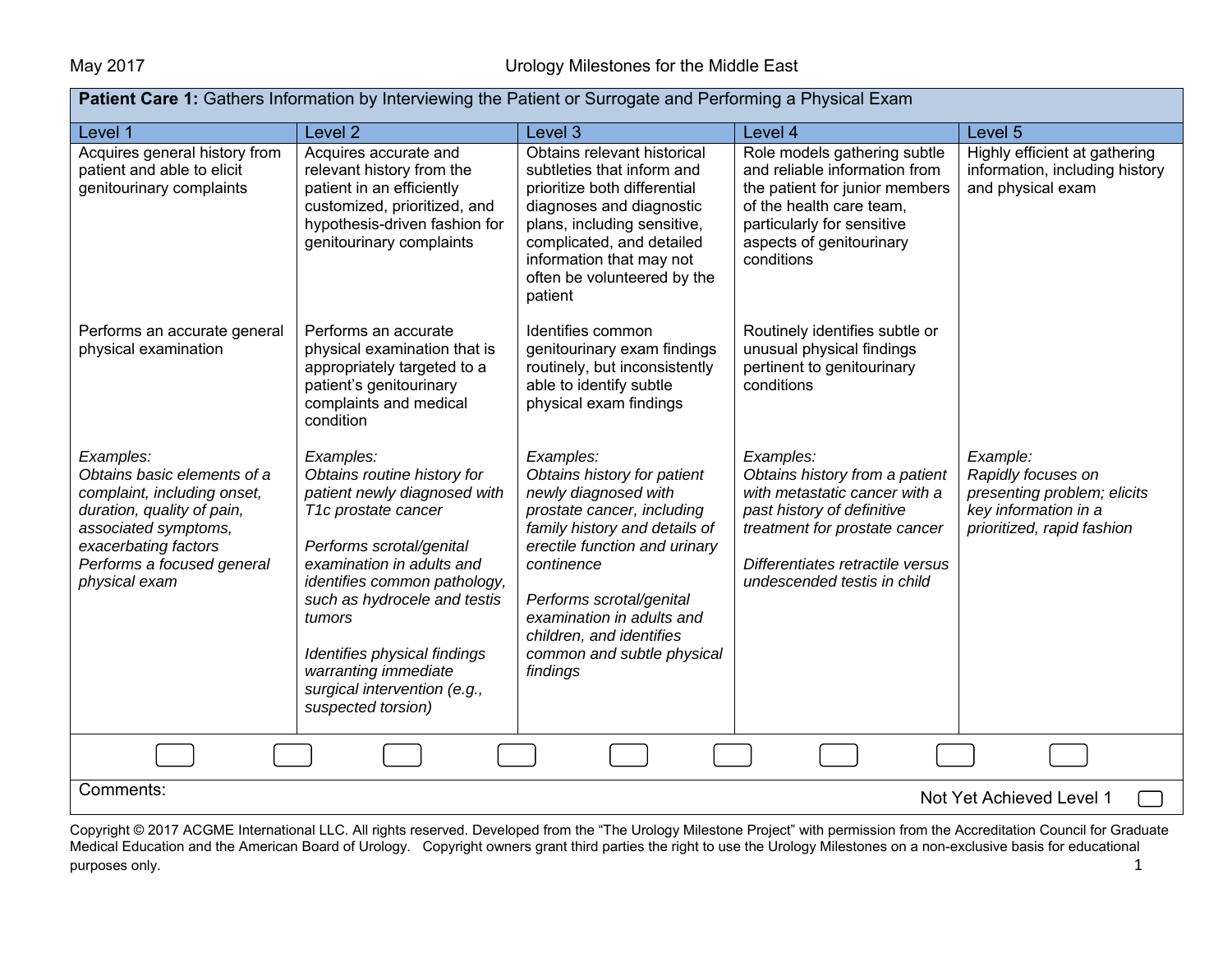| **Patient Care 1:** Gathers Information by Interviewing the Patient or Surrogate and Performing a Physical Exam | | | | |
|---|---|---|---|---|
| Level 1 | Level 2 | Level 3 | Level 4 | Level 5 |
| Acquires general history from patient and able to elicit genitourinary complaints | Acquires accurate and relevant history from the patient in an efficiently customized, prioritized, and hypothesis-driven fashion for genitourinary complaints | Obtains relevant historical subtleties that inform and prioritize both differential diagnoses and diagnostic plans, including sensitive, complicated, and detailed information that may not often be volunteered by the patient | Role models gathering subtle and reliable information from the patient for junior members of the health care team, particularly for sensitive aspects of genitourinary conditions | Highly efficient at gathering information, including history and physical exam |
| Performs an accurate general physical examination | Performs an accurate physical examination that is appropriately targeted to a patient's genitourinary complaints and medical condition | Identifies common genitourinary exam findings routinely, but inconsistently able to identify subtle physical exam findings | Routinely identifies subtle or unusual physical findings pertinent to genitourinary conditions | |
| *Examples:*<br>*Obtains basic elements of a complaint, including onset, duration, quality of pain, associated symptoms, exacerbating factors*<br>*Performs a focused general physical exam* | *Examples:*<br>*Obtains routine history for patient newly diagnosed with T1c prostate cancer*<br><br>*Performs scrotal/genital examination in adults and identifies common pathology, such as hydrocele and testis tumors*<br><br>*Identifies physical findings warranting immediate surgical intervention (e.g., suspected torsion)* | *Examples:*<br>*Obtains history for patient newly diagnosed with prostate cancer, including family history and details of erectile function and urinary continence*<br><br>*Performs scrotal/genital examination in adults and children, and identifies common and subtle physical findings* | *Examples:*<br>*Obtains history from a patient with metastatic cancer with a past history of definitive treatment for prostate cancer*<br><br>*Differentiates retractile versus undescended testis in child* | *Example:*<br>*Rapidly focuses on presenting problem; elicits key information in a prioritized, rapid fashion* |

Comments:

Not Yet Achieved Level 1

Copyright © 2017 ACGME International LLC. All rights reserved. Developed from the "The Urology Milestone Project" with permission from the Accreditation Council for Graduate Medical Education and the American Board of Urology. Copyright owners grant third parties the right to use the Urology Milestones on a non-exclusive basis for educational purposes only.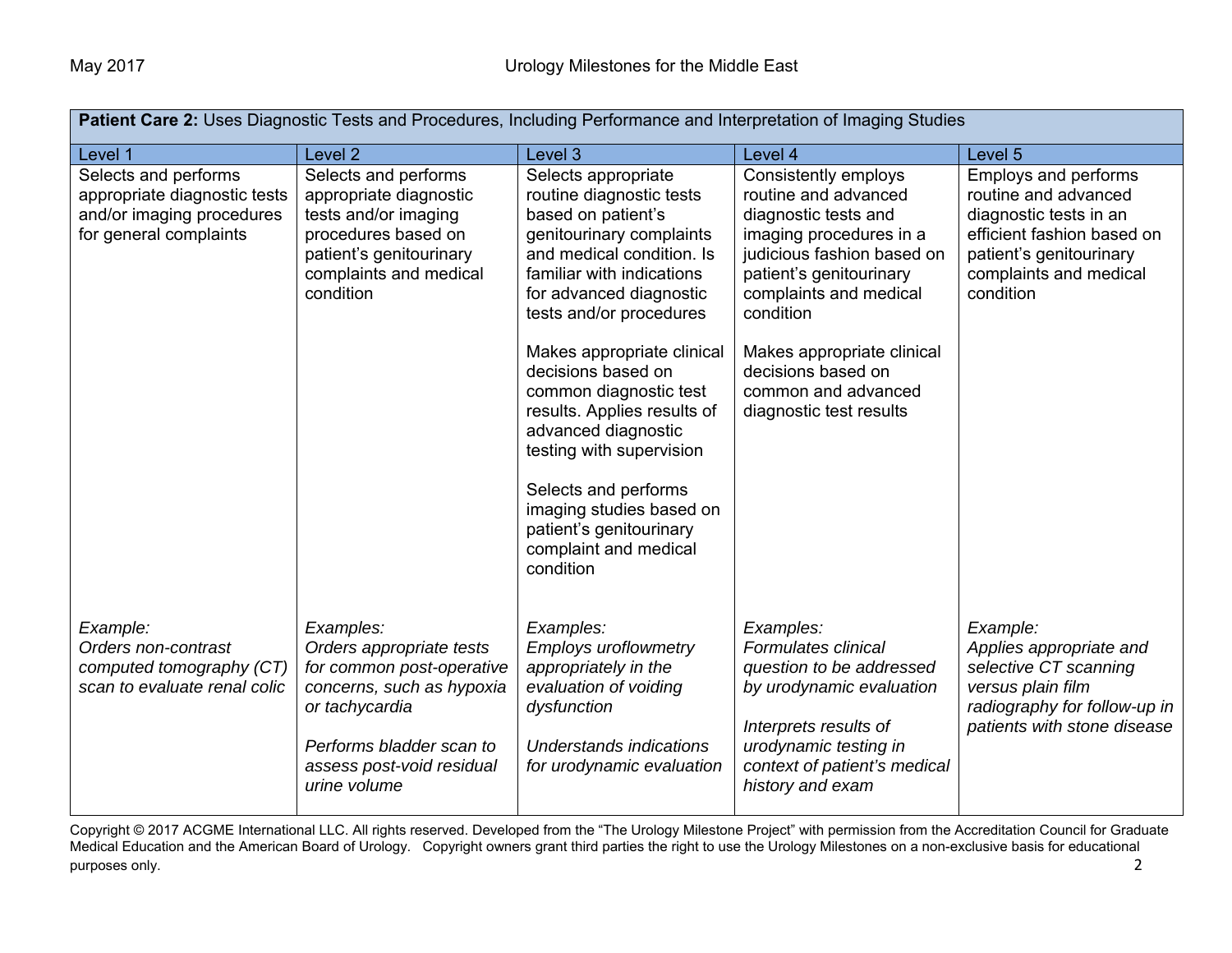| **Patient Care 2:** Uses Diagnostic Tests and Procedures, Including Performance and Interpretation of Imaging Studies | | | | |
|---|---|---|---|---|
| Level 1 | Level 2 | Level 3 | Level 4 | Level 5 |
| Selects and performs appropriate diagnostic tests and/or imaging procedures for general complaints | Selects and performs appropriate diagnostic tests and/or imaging procedures based on patient's genitourinary complaints and medical condition | Selects appropriate routine diagnostic tests based on patient's genitourinary complaints and medical condition. Is familiar with indications for advanced diagnostic tests and/or procedures<br><br>Makes appropriate clinical decisions based on common diagnostic test results. Applies results of advanced diagnostic testing with supervision<br><br>Selects and performs imaging studies based on patient's genitourinary complaint and medical condition | Consistently employs routine and advanced diagnostic tests and imaging procedures in a judicious fashion based on patient's genitourinary complaints and medical condition<br><br>Makes appropriate clinical decisions based on common and advanced diagnostic test results | Employs and performs routine and advanced diagnostic tests in an efficient fashion based on patient's genitourinary complaints and medical condition |
| *Example:*<br>*Orders non-contrast computed tomography (CT) scan to evaluate renal colic* | *Examples:*<br>*Orders appropriate tests for common post-operative concerns, such as hypoxia or tachycardia*<br><br>*Performs bladder scan to assess post-void residual urine volume* | *Examples:*<br>*Employs uroflowmetry appropriately in the evaluation of voiding dysfunction*<br><br>*Understands indications for urodynamic evaluation* | *Examples:*<br>*Formulates clinical question to be addressed by urodynamic evaluation*<br><br>*Interprets results of urodynamic testing in context of patient's medical history and exam* | *Example:*<br>*Applies appropriate and selective CT scanning versus plain film radiography for follow-up in patients with stone disease* |

Copyright © 2017 ACGME International LLC. All rights reserved. Developed from the "The Urology Milestone Project" with permission from the Accreditation Council for Graduate Medical Education and the American Board of Urology. Copyright owners grant third parties the right to use the Urology Milestones on a non-exclusive basis for educational purposes only.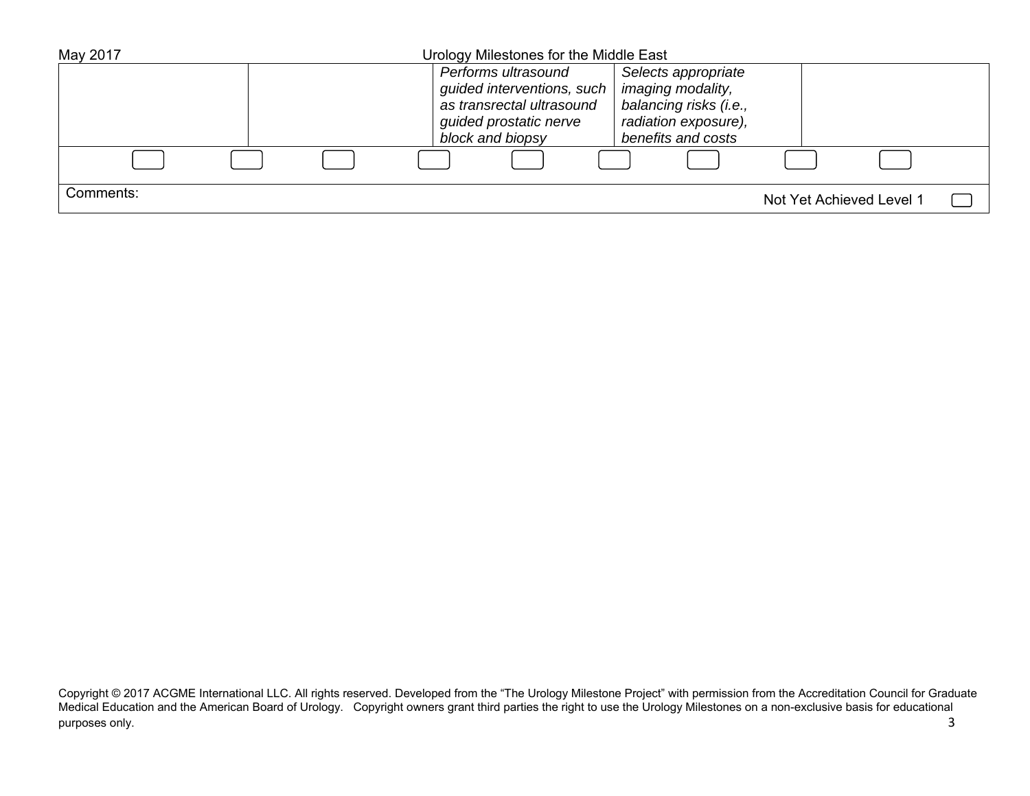| | | | | |
|---|---|---|---|---|
| | | *Performs ultrasound guided interventions, such as transrectal ultrasound guided prostatic nerve block and biopsy* | *Selects appropriate imaging modality, balancing risks (i.e., radiation exposure), benefits and costs* | |

Comments:

Not Yet Achieved Level 1

Copyright © 2017 ACGME International LLC. All rights reserved. Developed from the "The Urology Milestone Project" with permission from the Accreditation Council for Graduate Medical Education and the American Board of Urology. Copyright owners grant third parties the right to use the Urology Milestones on a non-exclusive basis for educational purposes only.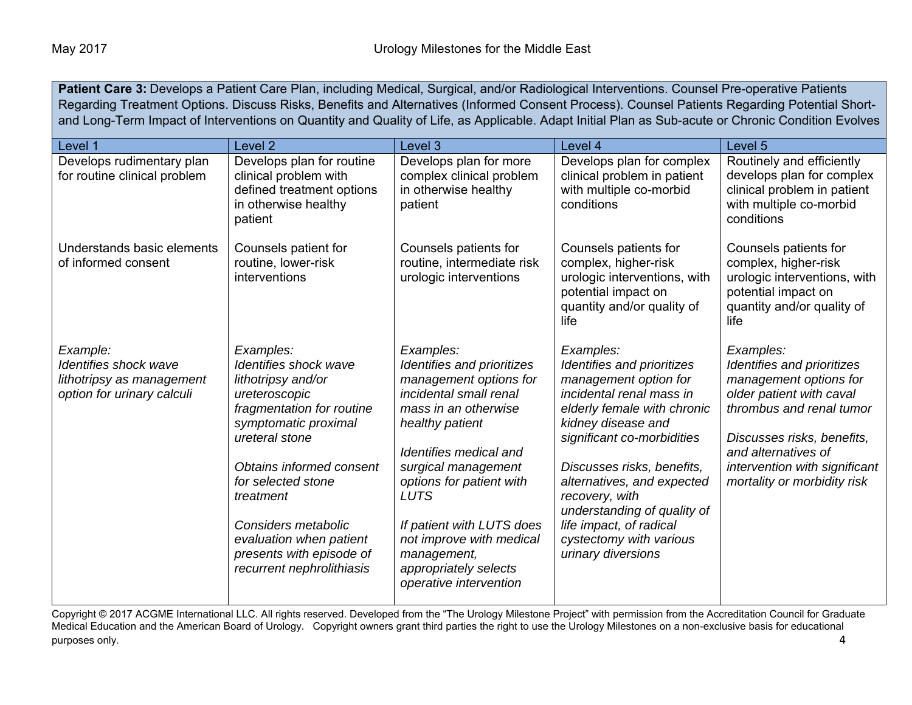**Patient Care 3:** Develops a Patient Care Plan, including Medical, Surgical, and/or Radiological Interventions. Counsel Pre-operative Patients Regarding Treatment Options. Discuss Risks, Benefits and Alternatives (Informed Consent Process). Counsel Patients Regarding Potential Short- and Long-Term Impact of Interventions on Quantity and Quality of Life, as Applicable. Adapt Initial Plan as Sub-acute or Chronic Condition Evolves

| Level 1 | Level 2 | Level 3 | Level 4 | Level 5 |
|---|---|---|---|---|
| Develops rudimentary plan for routine clinical problem | Develops plan for routine clinical problem with defined treatment options in otherwise healthy patient | Develops plan for more complex clinical problem in otherwise healthy patient | Develops plan for complex clinical problem in patient with multiple co-morbid conditions | Routinely and efficiently develops plan for complex clinical problem in patient with multiple co-morbid conditions |
| Understands basic elements of informed consent | Counsels patient for routine, lower-risk interventions | Counsels patients for routine, intermediate risk urologic interventions | Counsels patients for complex, higher-risk urologic interventions, with potential impact on quantity and/or quality of life | Counsels patients for complex, higher-risk urologic interventions, with potential impact on quantity and/or quality of life |
| *Example:*<br>*Identifies shock wave lithotripsy as management option for urinary calculi* | *Examples:*<br>*Identifies shock wave lithotripsy and/or ureteroscopic fragmentation for routine symptomatic proximal ureteral stone*<br><br>*Obtains informed consent for selected stone treatment*<br><br>*Considers metabolic evaluation when patient presents with episode of recurrent nephrolithiasis* | *Examples:*<br>*Identifies and prioritizes management options for incidental small renal mass in an otherwise healthy patient*<br><br>*Identifies medical and surgical management options for patient with LUTS*<br><br>*If patient with LUTS does not improve with medical management, appropriately selects operative intervention* | *Examples:*<br>*Identifies and prioritizes management option for incidental renal mass in elderly female with chronic kidney disease and significant co-morbidities*<br><br>*Discusses risks, benefits, alternatives, and expected recovery, with understanding of quality of life impact, of radical cystectomy with various urinary diversions* | *Examples:*<br>*Identifies and prioritizes management options for older patient with caval thrombus and renal tumor*<br><br>*Discusses risks, benefits, and alternatives of intervention with significant mortality or morbidity risk* |

Copyright © 2017 ACGME International LLC. All rights reserved. Developed from the "The Urology Milestone Project" with permission from the Accreditation Council for Graduate Medical Education and the American Board of Urology. Copyright owners grant third parties the right to use the Urology Milestones on a non-exclusive basis for educational purposes only.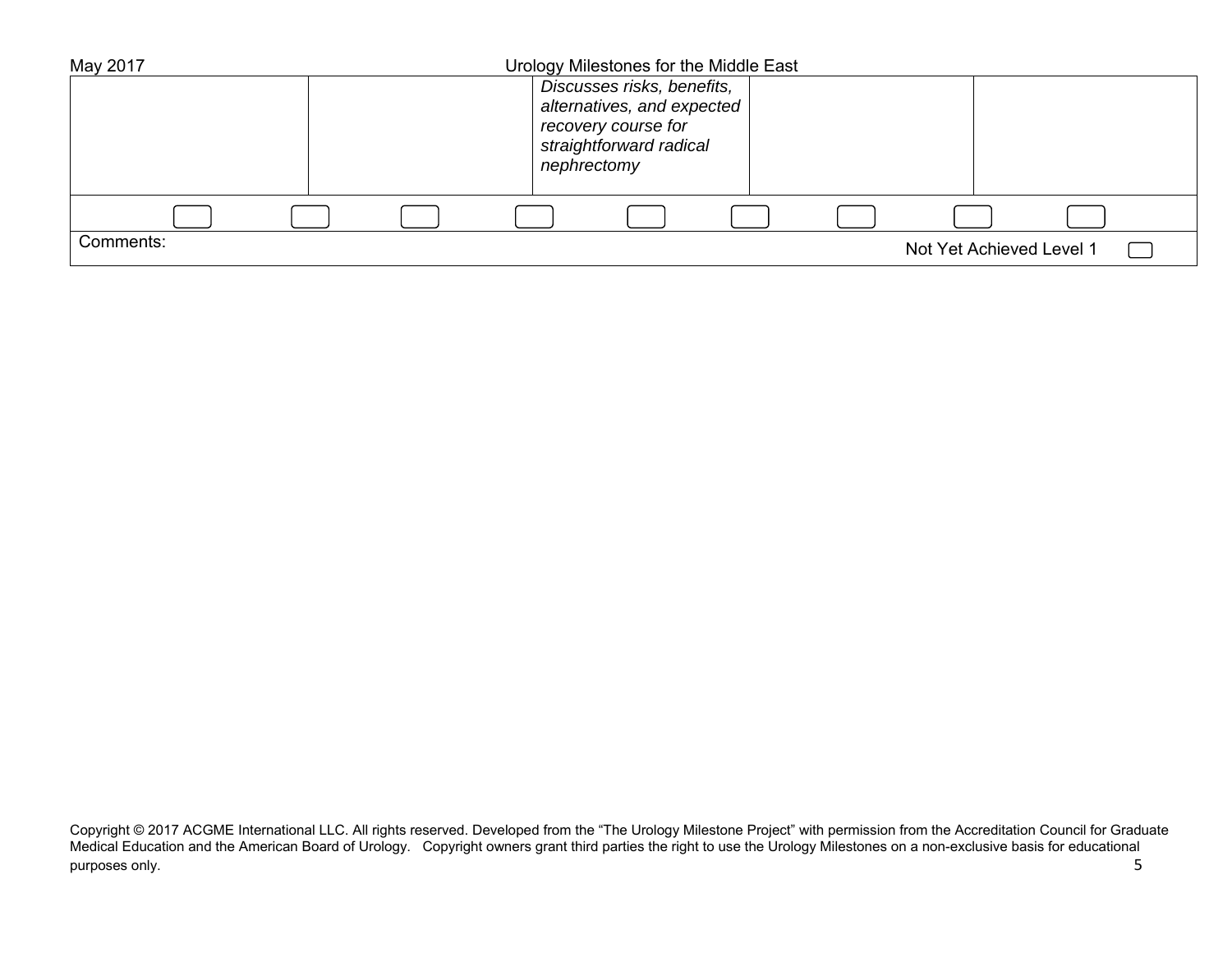| | | | | |
|---|---|---|---|---|
| | | *Discusses risks, benefits, alternatives, and expected recovery course for straightforward radical nephrectomy* | | |

| | | | | | | | | |
|---|---|---|---|---|---|---|---|---|
| ☐ | ☐ | ☐ | ☐ | ☐ | ☐ | ☐ | ☐ | ☐ |

Comments: Not Yet Achieved Level 1 ☐

Copyright © 2017 ACGME International LLC. All rights reserved. Developed from the "The Urology Milestone Project" with permission from the Accreditation Council for Graduate Medical Education and the American Board of Urology. Copyright owners grant third parties the right to use the Urology Milestones on a non-exclusive basis for educational purposes only.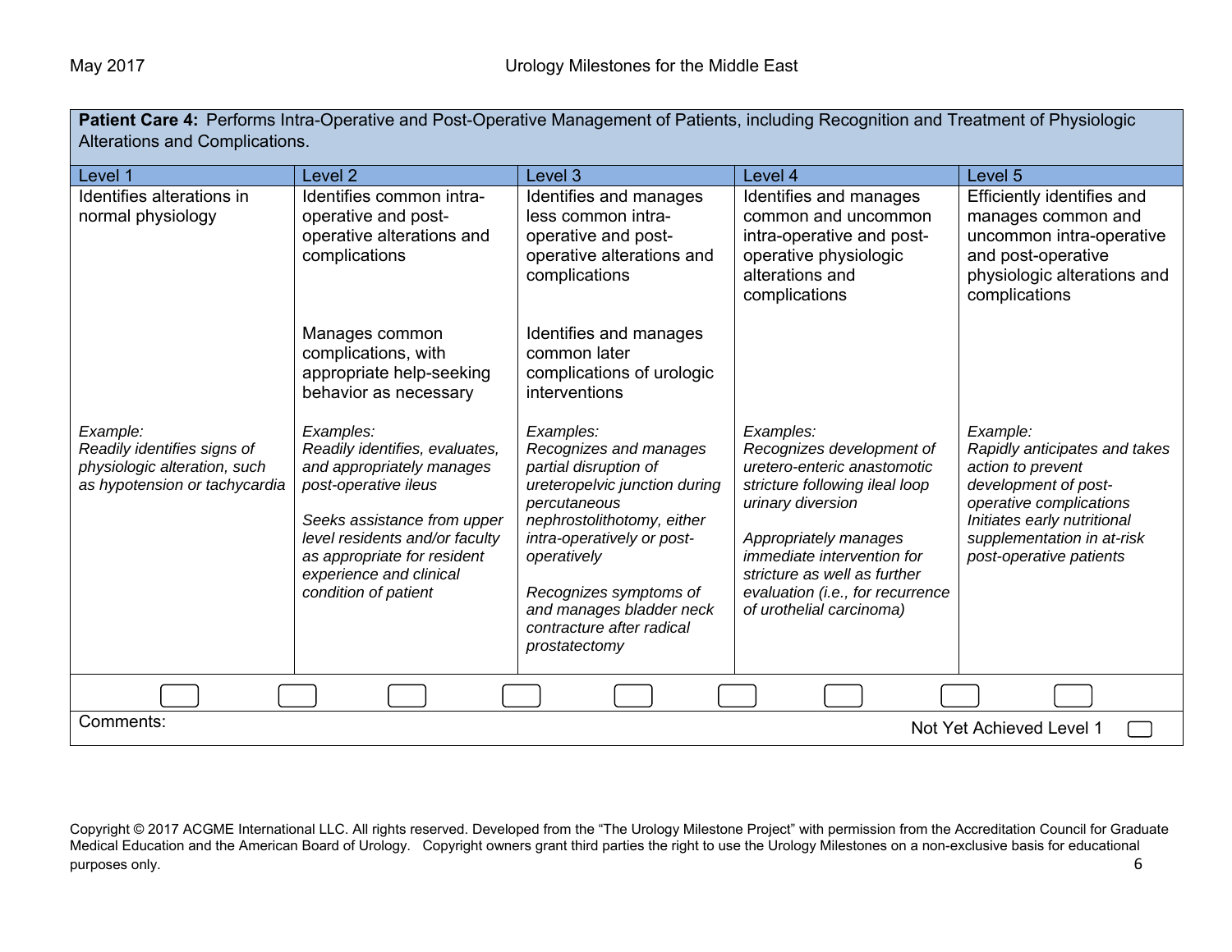| **Patient Care 4:** Performs Intra-Operative and Post-Operative Management of Patients, including Recognition and Treatment of Physiologic Alterations and Complications. | | | | |
|---|---|---|---|---|
| Level 1 | Level 2 | Level 3 | Level 4 | Level 5 |
| Identifies alterations in normal physiology | Identifies common intra-operative and post-operative alterations and complications<br><br>Manages common complications, with appropriate help-seeking behavior as necessary | Identifies and manages less common intra-operative and post-operative alterations and complications<br><br>Identifies and manages common later complications of urologic interventions | Identifies and manages common and uncommon intra-operative and post-operative physiologic alterations and complications | Efficiently identifies and manages common and uncommon intra-operative and post-operative physiologic alterations and complications |
| *Example:*<br>*Readily identifies signs of physiologic alteration, such as hypotension or tachycardia* | *Examples:*<br>*Readily identifies, evaluates, and appropriately manages post-operative ileus*<br><br>*Seeks assistance from upper level residents and/or faculty as appropriate for resident experience and clinical condition of patient* | *Examples:*<br>*Recognizes and manages partial disruption of ureteropelvic junction during percutaneous nephrostolithotomy, either intra-operatively or post-operatively*<br><br>*Recognizes symptoms of and manages bladder neck contracture after radical prostatectomy* | *Examples:*<br>*Recognizes development of uretero-enteric anastomotic stricture following ileal loop urinary diversion*<br><br>*Appropriately manages immediate intervention for stricture as well as further evaluation (i.e., for recurrence of urothelial carcinoma)* | *Example:*<br>*Rapidly anticipates and takes action to prevent development of post-operative complications*<br>*Initiates early nutritional supplementation in at-risk post-operative patients* |

Comments:

Not Yet Achieved Level 1 ☐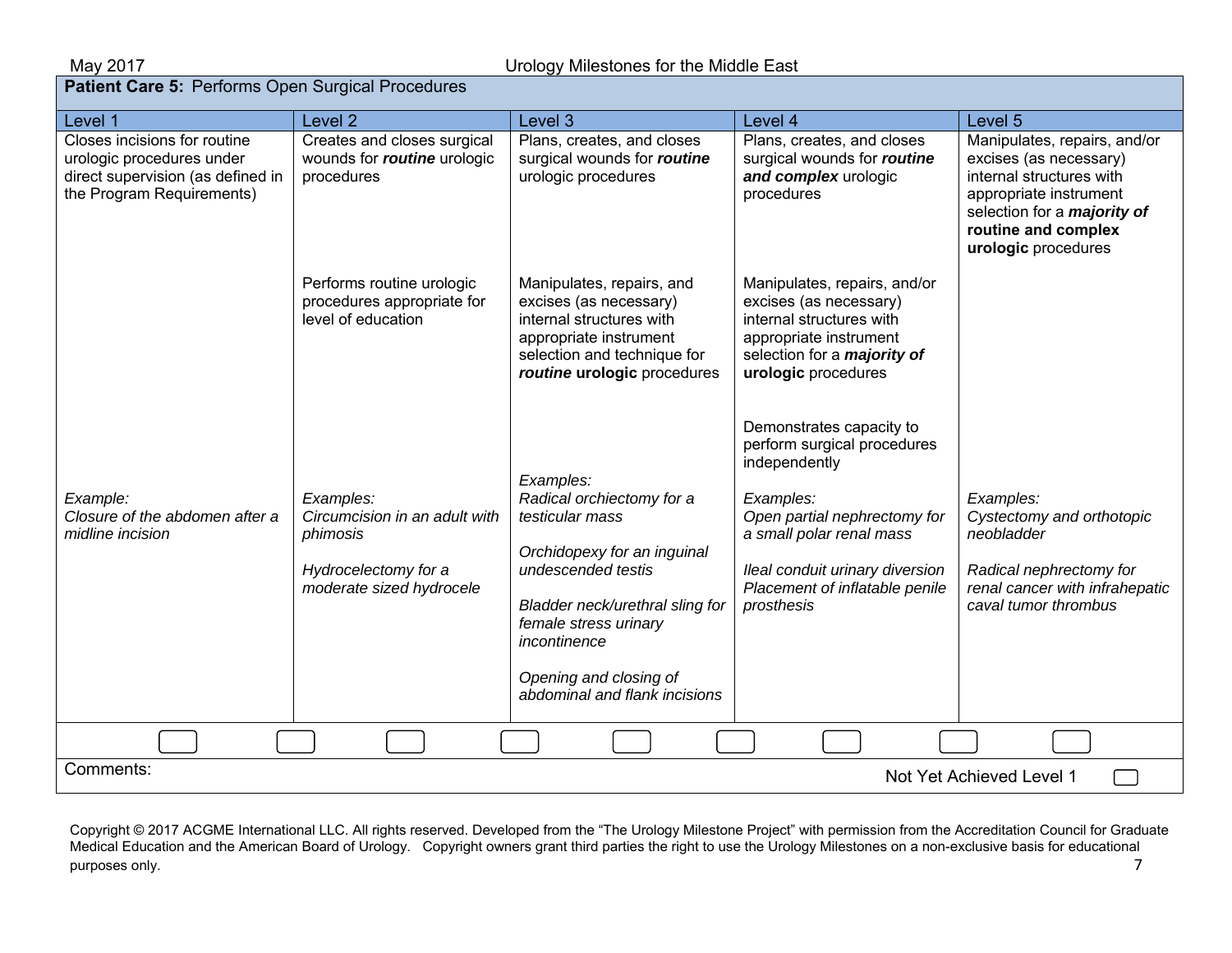## Patient Care 5: Performs Open Surgical Procedures

| Level 1 | Level 2 | Level 3 | Level 4 | Level 5 |
|---|---|---|---|---|
| Closes incisions for routine urologic procedures under direct supervision (as defined in the Program Requirements) | Creates and closes surgical wounds for ***routine*** urologic procedures | Plans, creates, and closes surgical wounds for ***routine*** urologic procedures | Plans, creates, and closes surgical wounds for ***routine and complex*** urologic procedures | Manipulates, repairs, and/or excises (as necessary) internal structures with appropriate instrument selection for a ***majority of* routine and complex urologic** procedures |
| | Performs routine urologic procedures appropriate for level of education | Manipulates, repairs, and excises (as necessary) internal structures with appropriate instrument selection and technique for ***routine* urologic** procedures | Manipulates, repairs, and/or excises (as necessary) internal structures with appropriate instrument selection for a ***majority of* urologic** procedures | |
| | | | Demonstrates capacity to perform surgical procedures independently | |
| *Example:*<br>*Closure of the abdomen after a midline incision* | *Examples:*<br>*Circumcision in an adult with phimosis*<br><br>*Hydrocelectomy for a moderate sized hydrocele* | *Examples:*<br>*Radical orchiectomy for a testicular mass*<br><br>*Orchidopexy for an inguinal undescended testis*<br><br>*Bladder neck/urethral sling for female stress urinary incontinence*<br><br>*Opening and closing of abdominal and flank incisions* | *Examples:*<br>*Open partial nephrectomy for a small polar renal mass*<br><br>*Ileal conduit urinary diversion*<br>*Placement of inflatable penile prosthesis* | *Examples:*<br>*Cystectomy and orthotopic neobladder*<br><br>*Radical nephrectomy for renal cancer with infrahepatic caval tumor thrombus* |

Comments:

Not Yet Achieved Level 1

Copyright © 2017 ACGME International LLC. All rights reserved. Developed from the "The Urology Milestone Project" with permission from the Accreditation Council for Graduate Medical Education and the American Board of Urology. Copyright owners grant third parties the right to use the Urology Milestones on a non-exclusive basis for educational purposes only.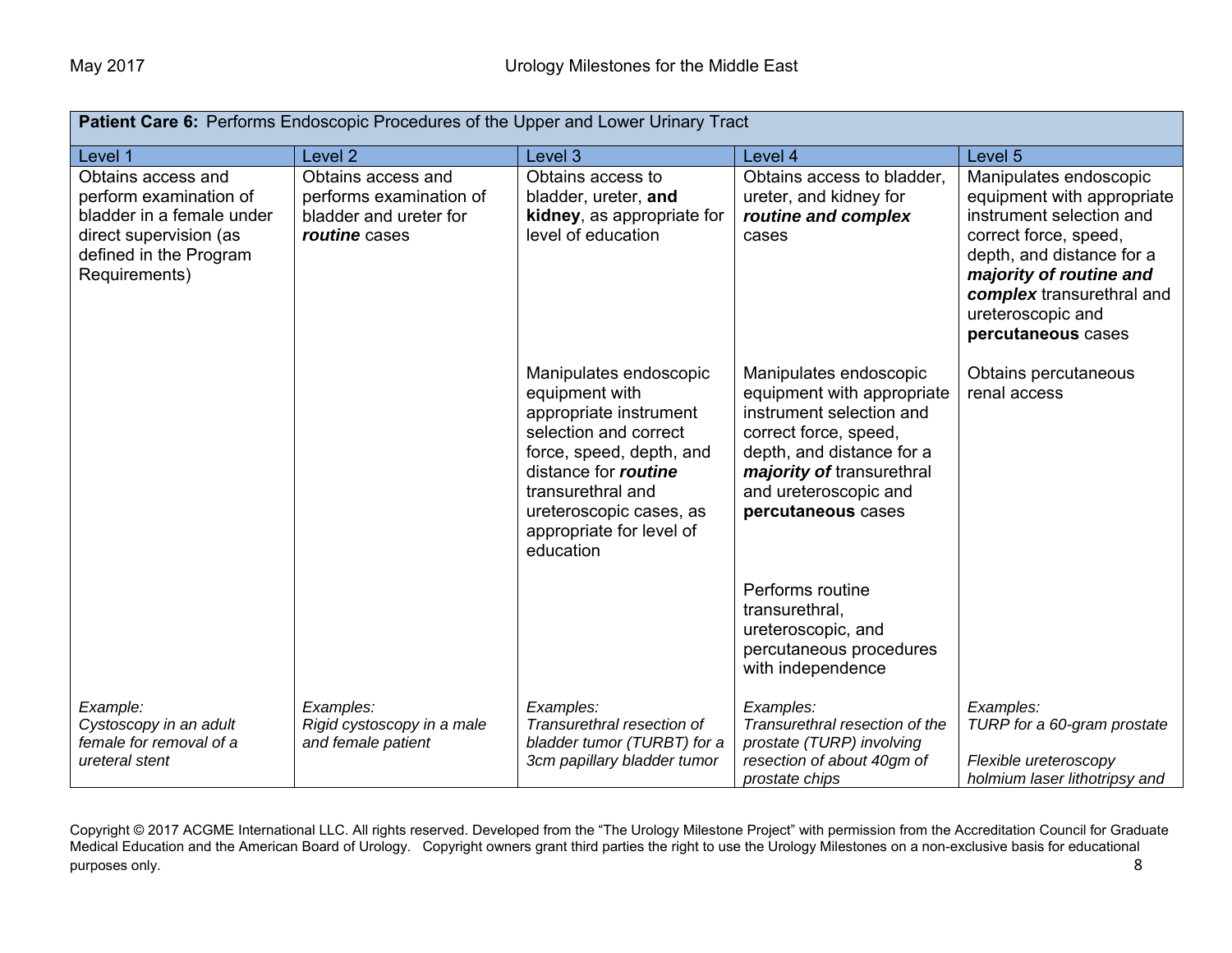| **Patient Care 6:** Performs Endoscopic Procedures of the Upper and Lower Urinary Tract | | | | |
|---|---|---|---|---|
| Level 1 | Level 2 | Level 3 | Level 4 | Level 5 |
| Obtains access and perform examination of bladder in a female under direct supervision (as defined in the Program Requirements) | Obtains access and performs examination of bladder and ureter for ***routine*** cases | Obtains access to bladder, ureter, **and kidney**, as appropriate for level of education | Obtains access to bladder, ureter, and kidney for ***routine and complex*** cases | Manipulates endoscopic equipment with appropriate instrument selection and correct force, speed, depth, and distance for a ***majority of routine and complex*** transurethral and ureteroscopic and **percutaneous** cases |
| | | Manipulates endoscopic equipment with appropriate instrument selection and correct force, speed, depth, and distance for ***routine*** transurethral and ureteroscopic cases, as appropriate for level of education | Manipulates endoscopic equipment with appropriate instrument selection and correct force, speed, depth, and distance for a ***majority of*** transurethral and ureteroscopic and **percutaneous** cases | Obtains percutaneous renal access |
| | | | Performs routine transurethral, ureteroscopic, and percutaneous procedures with independence | |
| *Example:*<br>*Cystoscopy in an adult female for removal of a ureteral stent* | *Examples:*<br>*Rigid cystoscopy in a male and female patient* | *Examples:*<br>*Transurethral resection of bladder tumor (TURBT) for a 3cm papillary bladder tumor* | *Examples:*<br>*Transurethral resection of the prostate (TURP) involving resection of about 40gm of prostate chips* | *Examples:*<br>*TURP for a 60-gram prostate*<br><br>*Flexible ureteroscopy holmium laser lithotripsy and* |

Copyright © 2017 ACGME International LLC. All rights reserved. Developed from the "The Urology Milestone Project" with permission from the Accreditation Council for Graduate Medical Education and the American Board of Urology. Copyright owners grant third parties the right to use the Urology Milestones on a non-exclusive basis for educational purposes only.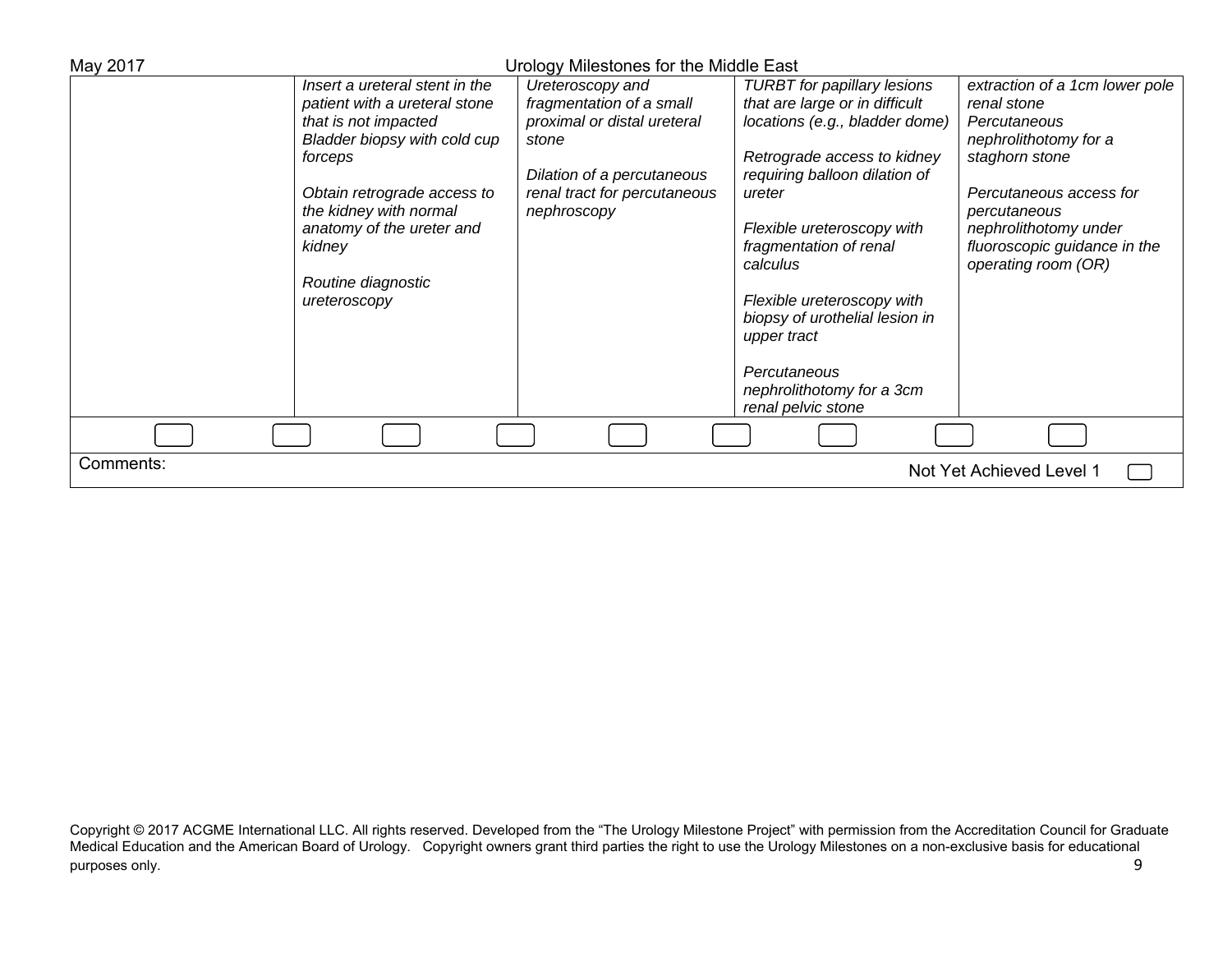| | | | | |
|---|---|---|---|---|
| | *Insert a ureteral stent in the patient with a ureteral stone that is not impacted*<br>*Bladder biopsy with cold cup forceps*<br><br>*Obtain retrograde access to the kidney with normal anatomy of the ureter and kidney*<br><br>*Routine diagnostic ureteroscopy* | *Ureteroscopy and fragmentation of a small proximal or distal ureteral stone*<br><br>*Dilation of a percutaneous renal tract for percutaneous nephroscopy* | *TURBT for papillary lesions that are large or in difficult locations (e.g., bladder dome)*<br><br>*Retrograde access to kidney requiring balloon dilation of ureter*<br><br>*Flexible ureteroscopy with fragmentation of renal calculus*<br><br>*Flexible ureteroscopy with biopsy of urothelial lesion in upper tract*<br><br>*Percutaneous nephrolithotomy for a 3cm renal pelvic stone* | *extraction of a 1cm lower pole renal stone*<br>*Percutaneous nephrolithotomy for a staghorn stone*<br><br>*Percutaneous access for percutaneous nephrolithotomy under fluoroscopic guidance in the operating room (OR)* |

Comments:

Not Yet Achieved Level 1

Copyright © 2017 ACGME International LLC. All rights reserved. Developed from the "The Urology Milestone Project" with permission from the Accreditation Council for Graduate Medical Education and the American Board of Urology. Copyright owners grant third parties the right to use the Urology Milestones on a non-exclusive basis for educational purposes only.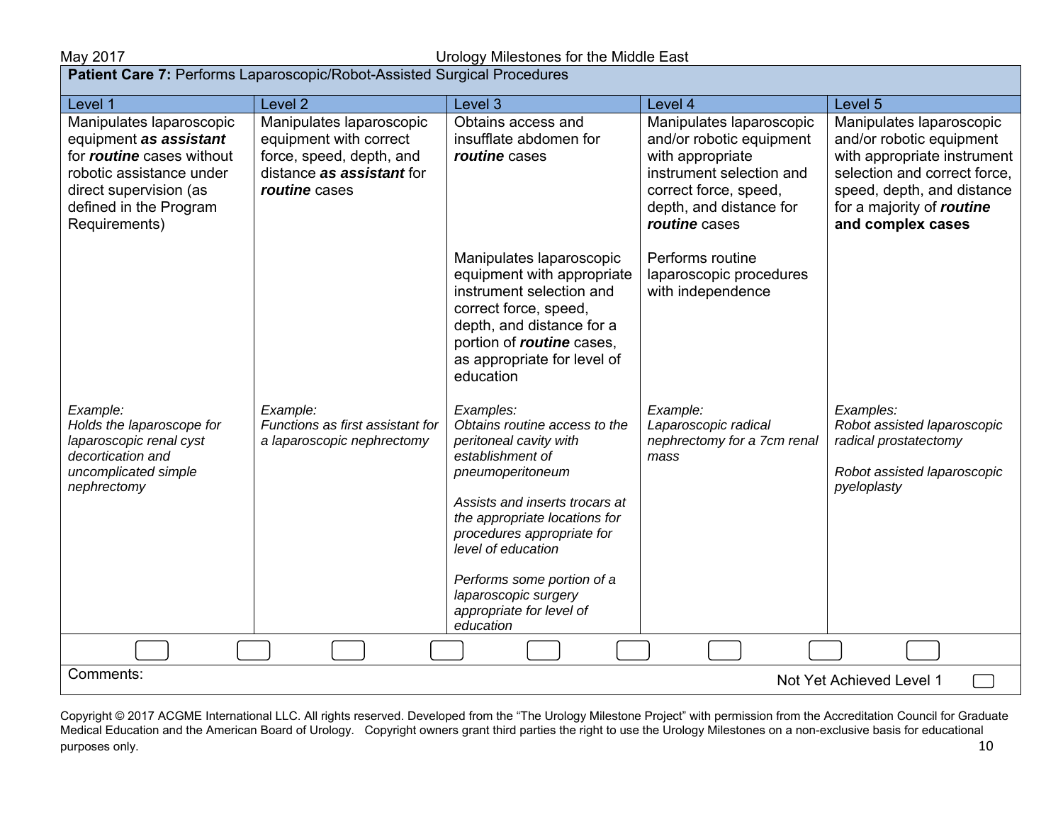**Patient Care 7:** Performs Laparoscopic/Robot-Assisted Surgical Procedures

| Level 1 | Level 2 | Level 3 | Level 4 | Level 5 |
|---|---|---|---|---|
| Manipulates laparoscopic equipment ***as assistant*** for ***routine*** cases without robotic assistance under direct supervision (as defined in the Program Requirements) | Manipulates laparoscopic equipment with correct force, speed, depth, and distance ***as assistant*** for ***routine*** cases | Obtains access and insufflate abdomen for ***routine*** cases | Manipulates laparoscopic and/or robotic equipment with appropriate instrument selection and correct force, speed, depth, and distance for ***routine*** cases | Manipulates laparoscopic and/or robotic equipment with appropriate instrument selection and correct force, speed, depth, and distance for a majority of ***routine*** **and complex cases** |
| | | Manipulates laparoscopic equipment with appropriate instrument selection and correct force, speed, depth, and distance for a portion of ***routine*** cases, as appropriate for level of education | Performs routine laparoscopic procedures with independence | |
| *Example:*<br>*Holds the laparoscope for laparoscopic renal cyst decortication and uncomplicated simple nephrectomy* | *Example:*<br>*Functions as first assistant for a laparoscopic nephrectomy* | *Examples:*<br>*Obtains routine access to the peritoneal cavity with establishment of pneumoperitoneum*<br><br>*Assists and inserts trocars at the appropriate locations for procedures appropriate for level of education*<br><br>*Performs some portion of a laparoscopic surgery appropriate for level of education* | *Example:*<br>*Laparoscopic radical nephrectomy for a 7cm renal mass* | *Examples:*<br>*Robot assisted laparoscopic radical prostatectomy*<br><br>*Robot assisted laparoscopic pyeloplasty* |

Comments:

Not Yet Achieved Level 1

Copyright © 2017 ACGME International LLC. All rights reserved. Developed from the "The Urology Milestone Project" with permission from the Accreditation Council for Graduate Medical Education and the American Board of Urology. Copyright owners grant third parties the right to use the Urology Milestones on a non-exclusive basis for educational purposes only.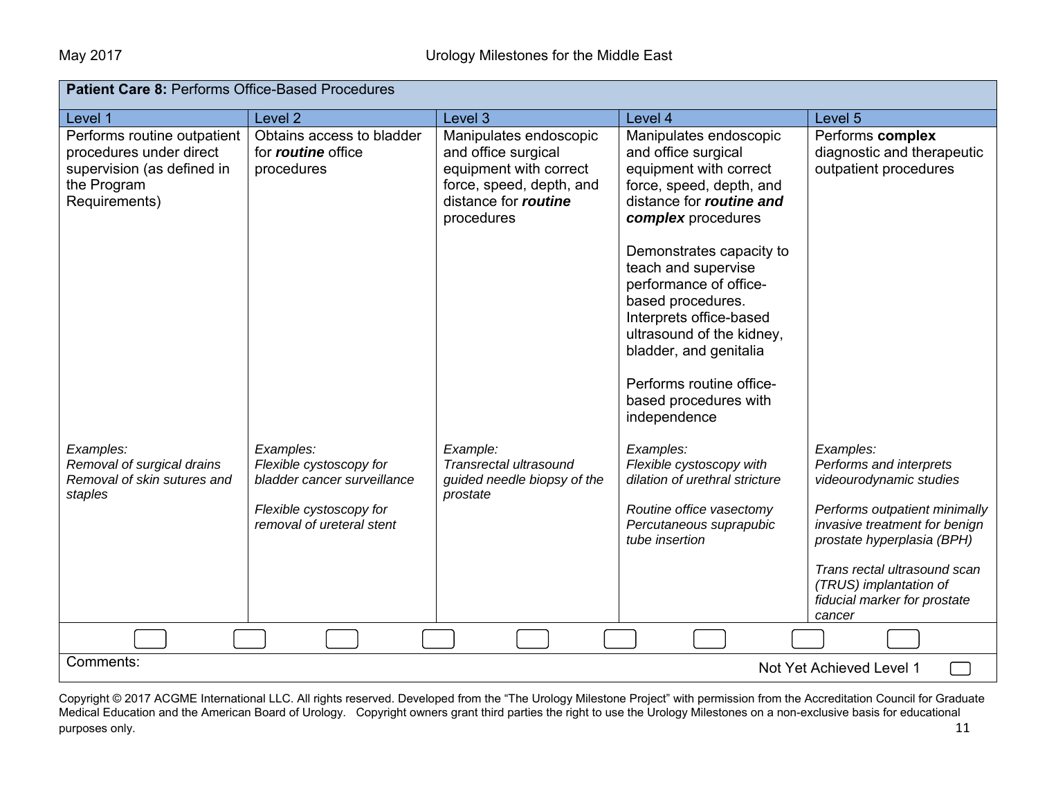| **Patient Care 8:** Performs Office-Based Procedures | | | | |
|---|---|---|---|---|
| Level 1 | Level 2 | Level 3 | Level 4 | Level 5 |
| Performs routine outpatient procedures under direct supervision (as defined in the Program Requirements) | Obtains access to bladder for ***routine*** office procedures | Manipulates endoscopic and office surgical equipment with correct force, speed, depth, and distance for ***routine*** procedures | Manipulates endoscopic and office surgical equipment with correct force, speed, depth, and distance for ***routine and complex*** procedures<br><br>Demonstrates capacity to teach and supervise performance of office-based procedures. Interprets office-based ultrasound of the kidney, bladder, and genitalia<br><br>Performs routine office-based procedures with independence | Performs **complex** diagnostic and therapeutic outpatient procedures |
| *Examples:*<br>*Removal of surgical drains*<br>*Removal of skin sutures and staples* | *Examples:*<br>*Flexible cystoscopy for bladder cancer surveillance*<br><br>*Flexible cystoscopy for removal of ureteral stent* | *Example:*<br>*Transrectal ultrasound guided needle biopsy of the prostate* | *Examples:*<br>*Flexible cystoscopy with dilation of urethral stricture*<br><br>*Routine office vasectomy*<br>*Percutaneous suprapubic tube insertion* | *Examples:*<br>*Performs and interprets videourodynamic studies*<br><br>*Performs outpatient minimally invasive treatment for benign prostate hyperplasia (BPH)*<br><br>*Trans rectal ultrasound scan (TRUS) implantation of fiducial marker for prostate cancer* |

Comments:

Not Yet Achieved Level 1

Copyright © 2017 ACGME International LLC. All rights reserved. Developed from the "The Urology Milestone Project" with permission from the Accreditation Council for Graduate Medical Education and the American Board of Urology. Copyright owners grant third parties the right to use the Urology Milestones on a non-exclusive basis for educational purposes only.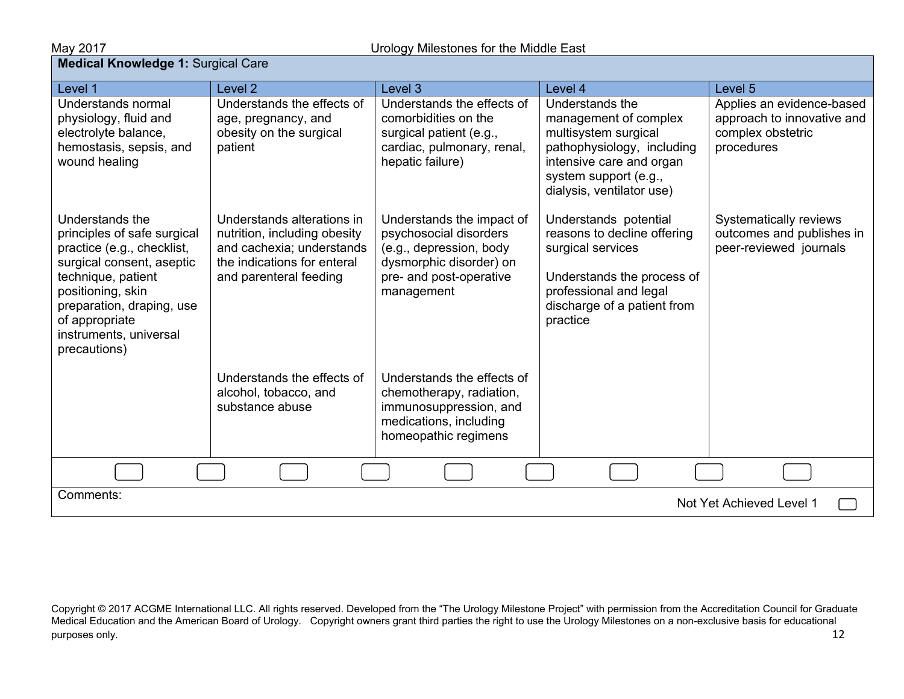**Medical Knowledge 1:** Surgical Care

| Level 1 | Level 2 | Level 3 | Level 4 | Level 5 |
|---|---|---|---|---|
| Understands normal physiology, fluid and electrolyte balance, hemostasis, sepsis, and wound healing | Understands the effects of age, pregnancy, and obesity on the surgical patient | Understands the effects of comorbidities on the surgical patient (e.g., cardiac, pulmonary, renal, hepatic failure) | Understands the management of complex multisystem surgical pathophysiology, including intensive care and organ system support (e.g., dialysis, ventilator use) | Applies an evidence-based approach to innovative and complex obstetric procedures |
| Understands the principles of safe surgical practice (e.g., checklist, surgical consent, aseptic technique, patient positioning, skin preparation, draping, use of appropriate instruments, universal precautions) | Understands alterations in nutrition, including obesity and cachexia; understands the indications for enteral and parenteral feeding | Understands the impact of psychosocial disorders (e.g., depression, body dysmorphic disorder) on pre- and post-operative management | Understands potential reasons to decline offering surgical services<br><br>Understands the process of professional and legal discharge of a patient from practice | Systematically reviews outcomes and publishes in peer-reviewed journals |
| | Understands the effects of alcohol, tobacco, and substance abuse | Understands the effects of chemotherapy, radiation, immunosuppression, and medications, including homeopathic regimens | | |

Comments:

Not Yet Achieved Level 1

Copyright © 2017 ACGME International LLC. All rights reserved. Developed from the "The Urology Milestone Project" with permission from the Accreditation Council for Graduate Medical Education and the American Board of Urology. Copyright owners grant third parties the right to use the Urology Milestones on a non-exclusive basis for educational purposes only.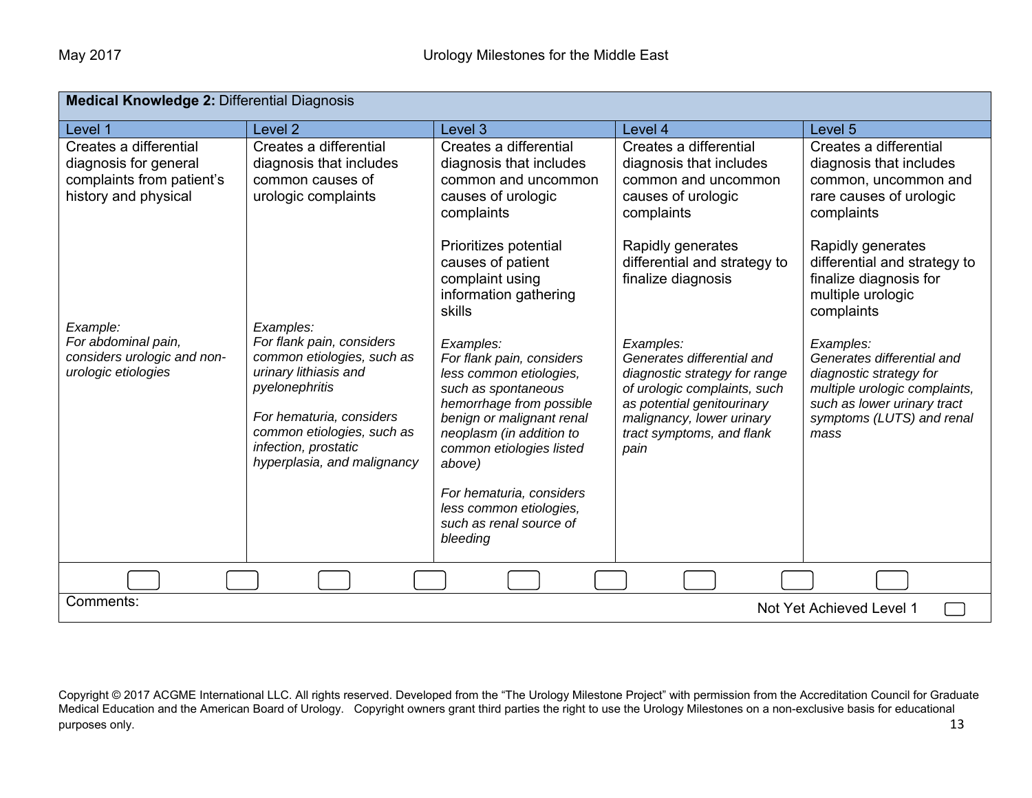| **Medical Knowledge 2:** Differential Diagnosis | | | | |
|---|---|---|---|---|
| Level 1 | Level 2 | Level 3 | Level 4 | Level 5 |
| Creates a differential diagnosis for general complaints from patient's history and physical | Creates a differential diagnosis that includes common causes of urologic complaints | Creates a differential diagnosis that includes common and uncommon causes of urologic complaints<br><br>Prioritizes potential causes of patient complaint using information gathering skills | Creates a differential diagnosis that includes common and uncommon causes of urologic complaints<br><br>Rapidly generates differential and strategy to finalize diagnosis | Creates a differential diagnosis that includes common, uncommon and rare causes of urologic complaints<br><br>Rapidly generates differential and strategy to finalize diagnosis for multiple urologic complaints |
| *Example:*<br>*For abdominal pain, considers urologic and non-urologic etiologies* | *Examples:*<br>*For flank pain, considers common etiologies, such as urinary lithiasis and pyelonephritis*<br><br>*For hematuria, considers common etiologies, such as infection, prostatic hyperplasia, and malignancy* | *Examples:*<br>*For flank pain, considers less common etiologies, such as spontaneous hemorrhage from possible benign or malignant renal neoplasm (in addition to common etiologies listed above)*<br><br>*For hematuria, considers less common etiologies, such as renal source of bleeding* | *Examples:*<br>*Generates differential and diagnostic strategy for range of urologic complaints, such as potential genitourinary malignancy, lower urinary tract symptoms, and flank pain* | *Examples:*<br>*Generates differential and diagnostic strategy for multiple urologic complaints, such as lower urinary tract symptoms (LUTS) and renal mass* |

Comments:

Not Yet Achieved Level 1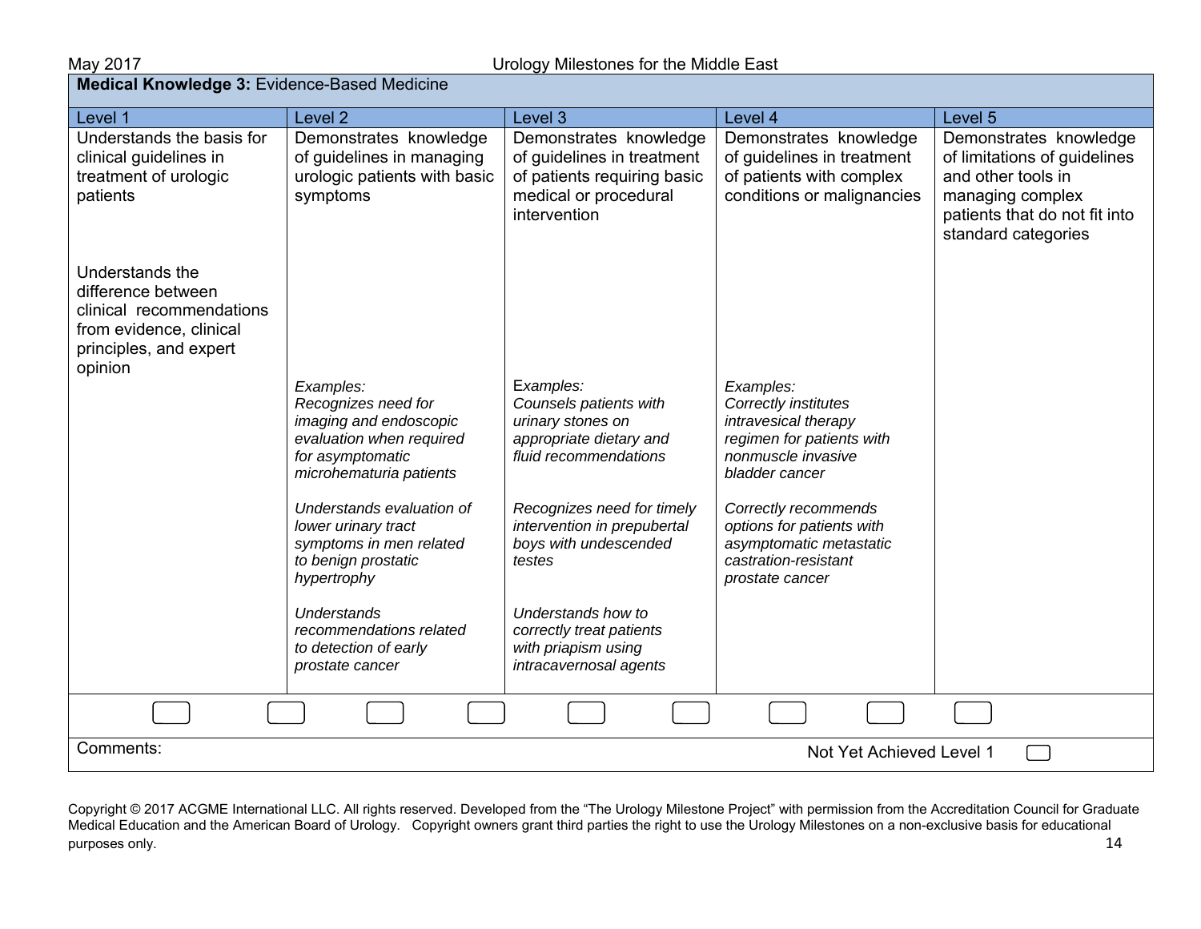| **Medical Knowledge 3:** Evidence-Based Medicine | | | | |
|---|---|---|---|---|
| Level 1 | Level 2 | Level 3 | Level 4 | Level 5 |
| Understands the basis for clinical guidelines in treatment of urologic patients<br><br>Understands the difference between clinical recommendations from evidence, clinical principles, and expert opinion | Demonstrates knowledge of guidelines in managing urologic patients with basic symptoms | Demonstrates knowledge of guidelines in treatment of patients requiring basic medical or procedural intervention | Demonstrates knowledge of guidelines in treatment of patients with complex conditions or malignancies | Demonstrates knowledge of limitations of guidelines and other tools in managing complex patients that do not fit into standard categories |
| | *Examples:*<br>*Recognizes need for imaging and endoscopic evaluation when required for asymptomatic microhematuria patients*<br><br>*Understands evaluation of lower urinary tract symptoms in men related to benign prostatic hypertrophy*<br><br>*Understands recommendations related to detection of early prostate cancer* | Examples:<br>*Counsels patients with urinary stones on appropriate dietary and fluid recommendations*<br><br>*Recognizes need for timely intervention in prepubertal boys with undescended testes*<br><br>*Understands how to correctly treat patients with priapism using intracavernosal agents* | *Examples:*<br>*Correctly institutes intravesical therapy regimen for patients with nonmuscle invasive bladder cancer*<br><br>*Correctly recommends options for patients with asymptomatic metastatic castration-resistant prostate cancer* | |

Comments:

Not Yet Achieved Level 1 ☐

Copyright © 2017 ACGME International LLC. All rights reserved. Developed from the "The Urology Milestone Project" with permission from the Accreditation Council for Graduate Medical Education and the American Board of Urology. Copyright owners grant third parties the right to use the Urology Milestones on a non-exclusive basis for educational purposes only.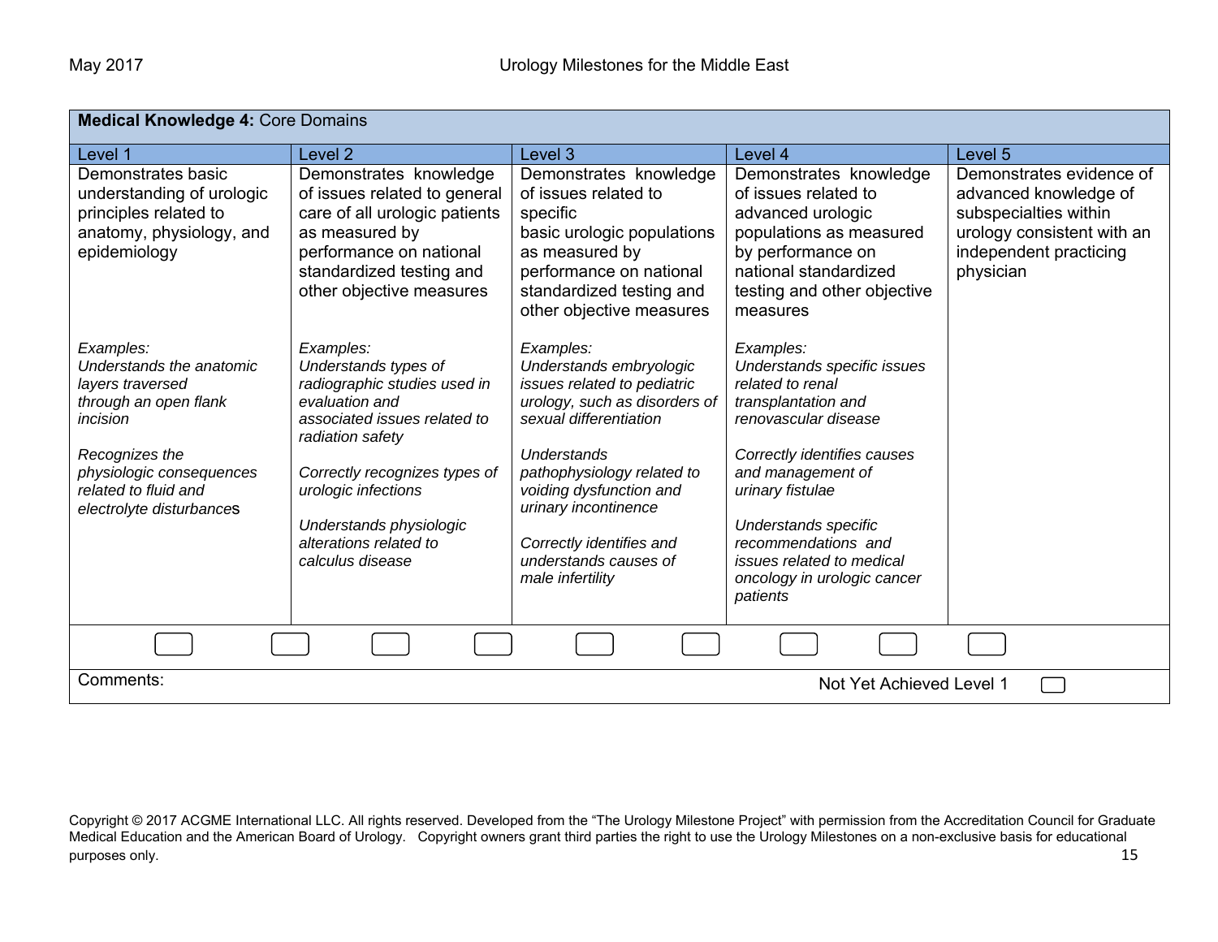| Medical Knowledge 4: Core Domains | | | | |
|---|---|---|---|---|
| Level 1 | Level 2 | Level 3 | Level 4 | Level 5 |
| Demonstrates basic understanding of urologic principles related to anatomy, physiology, and epidemiology<br><br>*Examples:*<br>*Understands the anatomic layers traversed through an open flank incision*<br><br>*Recognizes the physiologic consequences related to fluid and electrolyte disturbances* | Demonstrates knowledge of issues related to general care of all urologic patients as measured by performance on national standardized testing and other objective measures<br><br>*Examples:*<br>*Understands types of radiographic studies used in evaluation and associated issues related to radiation safety*<br><br>*Correctly recognizes types of urologic infections*<br><br>*Understands physiologic alterations related to calculus disease* | Demonstrates knowledge of issues related to specific basic urologic populations as measured by performance on national standardized testing and other objective measures<br><br>*Examples:*<br>*Understands embryologic issues related to pediatric urology, such as disorders of sexual differentiation*<br><br>*Understands pathophysiology related to voiding dysfunction and urinary incontinence*<br><br>*Correctly identifies and understands causes of male infertility* | Demonstrates knowledge of issues related to advanced urologic populations as measured by performance on national standardized testing and other objective measures<br><br>*Examples:*<br>*Understands specific issues related to renal transplantation and renovascular disease*<br><br>*Correctly identifies causes and management of urinary fistulae*<br><br>*Understands specific recommendations and issues related to medical oncology in urologic cancer patients* | Demonstrates evidence of advanced knowledge of subspecialties within urology consistent with an independent practicing physician |

Comments:

Not Yet Achieved Level 1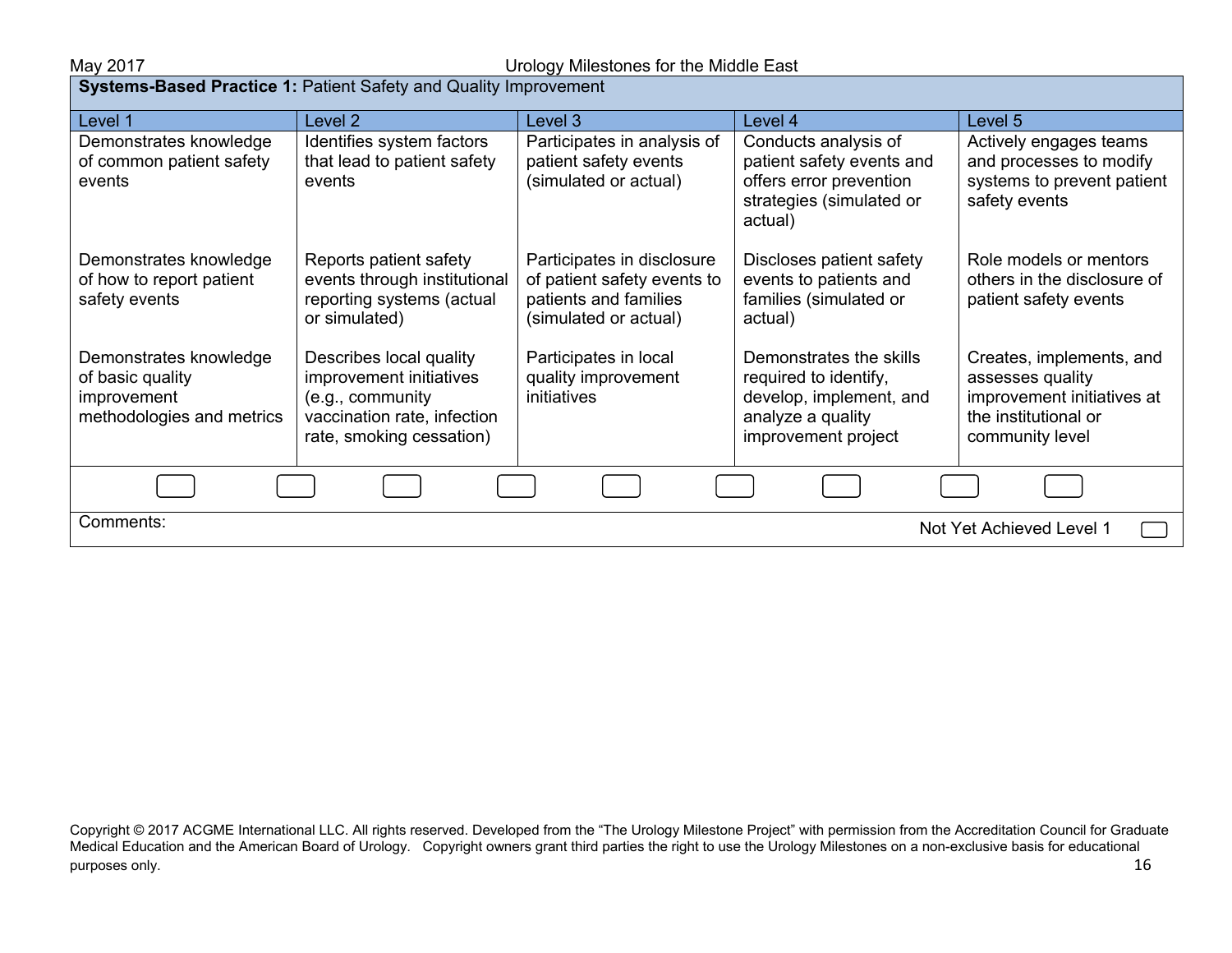## Systems-Based Practice 1: Patient Safety and Quality Improvement

| Level 1 | Level 2 | Level 3 | Level 4 | Level 5 |
|---|---|---|---|---|
| Demonstrates knowledge of common patient safety events | Identifies system factors that lead to patient safety events | Participates in analysis of patient safety events (simulated or actual) | Conducts analysis of patient safety events and offers error prevention strategies (simulated or actual) | Actively engages teams and processes to modify systems to prevent patient safety events |
| Demonstrates knowledge of how to report patient safety events | Reports patient safety events through institutional reporting systems (actual or simulated) | Participates in disclosure of patient safety events to patients and families (simulated or actual) | Discloses patient safety events to patients and families (simulated or actual) | Role models or mentors others in the disclosure of patient safety events |
| Demonstrates knowledge of basic quality improvement methodologies and metrics | Describes local quality improvement initiatives (e.g., community vaccination rate, infection rate, smoking cessation) | Participates in local quality improvement initiatives | Demonstrates the skills required to identify, develop, implement, and analyze a quality improvement project | Creates, implements, and assesses quality improvement initiatives at the institutional or community level |

Comments:

Not Yet Achieved Level 1

Copyright © 2017 ACGME International LLC. All rights reserved. Developed from the "The Urology Milestone Project" with permission from the Accreditation Council for Graduate Medical Education and the American Board of Urology. Copyright owners grant third parties the right to use the Urology Milestones on a non-exclusive basis for educational purposes only.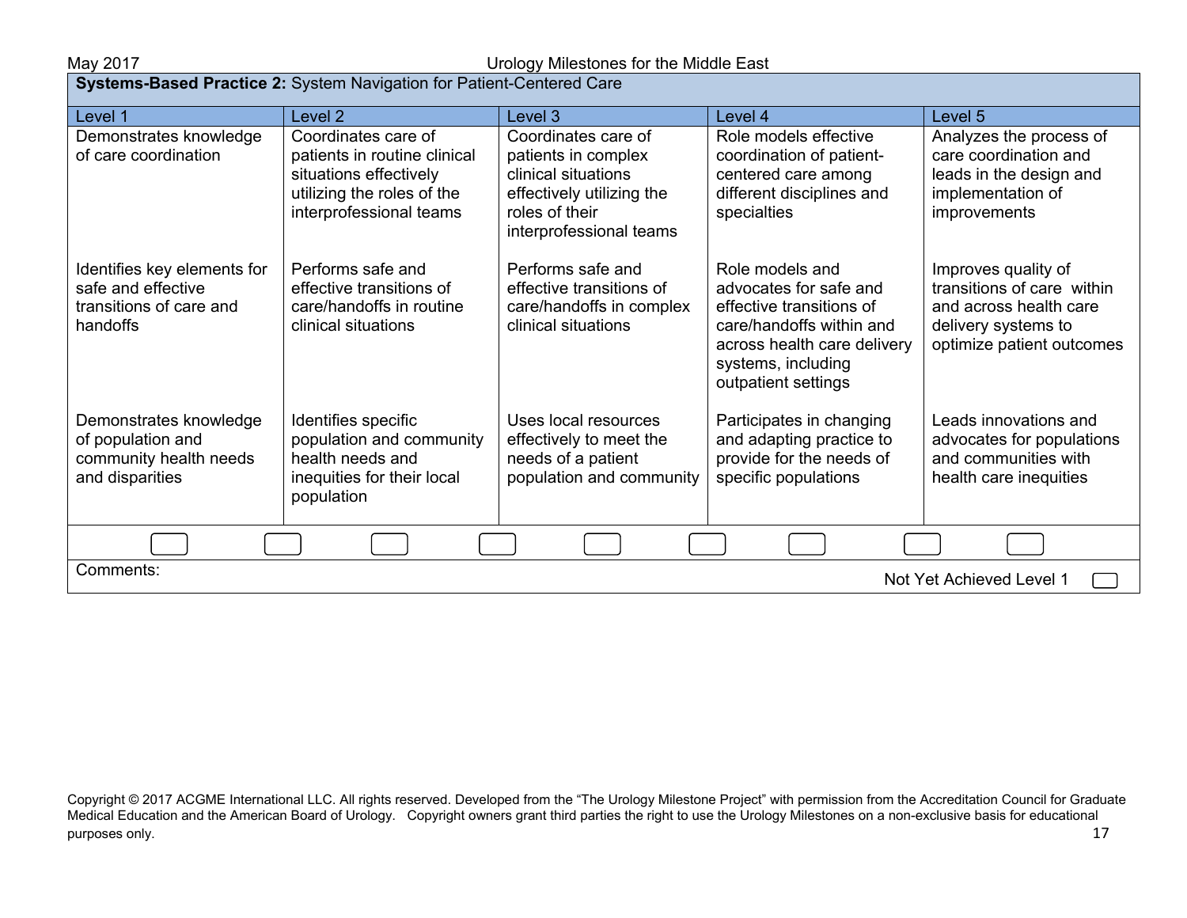**Systems-Based Practice 2:** System Navigation for Patient-Centered Care

| Level 1 | Level 2 | Level 3 | Level 4 | Level 5 |
|---|---|---|---|---|
| Demonstrates knowledge of care coordination | Coordinates care of patients in routine clinical situations effectively utilizing the roles of the interprofessional teams | Coordinates care of patients in complex clinical situations effectively utilizing the roles of their interprofessional teams | Role models effective coordination of patient-centered care among different disciplines and specialties | Analyzes the process of care coordination and leads in the design and implementation of improvements |
| Identifies key elements for safe and effective transitions of care and handoffs | Performs safe and effective transitions of care/handoffs in routine clinical situations | Performs safe and effective transitions of care/handoffs in complex clinical situations | Role models and advocates for safe and effective transitions of care/handoffs within and across health care delivery systems, including outpatient settings | Improves quality of transitions of care within and across health care delivery systems to optimize patient outcomes |
| Demonstrates knowledge of population and community health needs and disparities | Identifies specific population and community health needs and inequities for their local population | Uses local resources effectively to meet the needs of a patient population and community | Participates in changing and adapting practice to provide for the needs of specific populations | Leads innovations and advocates for populations and communities with health care inequities |

Comments:

Not Yet Achieved Level 1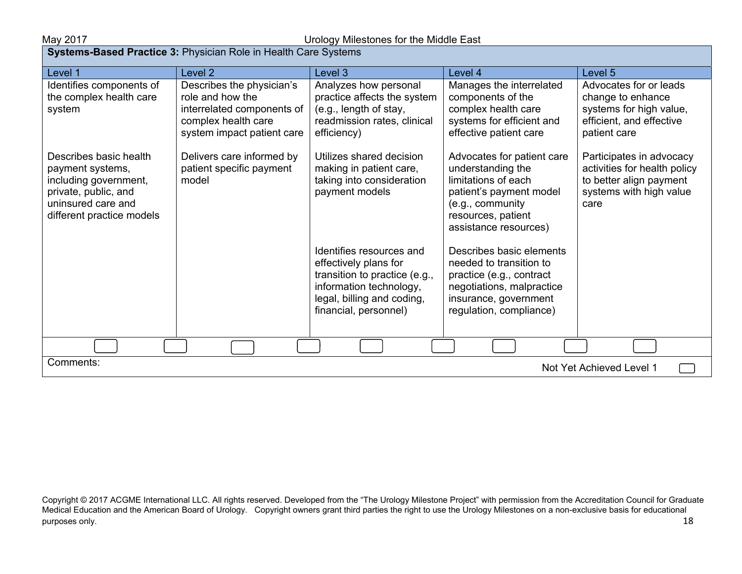**Systems-Based Practice 3:** Physician Role in Health Care Systems

| Level 1 | Level 2 | Level 3 | Level 4 | Level 5 |
|---|---|---|---|---|
| Identifies components of the complex health care system | Describes the physician's role and how the interrelated components of complex health care system impact patient care | Analyzes how personal practice affects the system (e.g., length of stay, readmission rates, clinical efficiency) | Manages the interrelated components of the complex health care systems for efficient and effective patient care | Advocates for or leads change to enhance systems for high value, efficient, and effective patient care |
| Describes basic health payment systems, including government, private, public, and uninsured care and different practice models | Delivers care informed by patient specific payment model | Utilizes shared decision making in patient care, taking into consideration payment models | Advocates for patient care understanding the limitations of each patient's payment model (e.g., community resources, patient assistance resources) | Participates in advocacy activities for health policy to better align payment systems with high value care |
| | | Identifies resources and effectively plans for transition to practice (e.g., information technology, legal, billing and coding, financial, personnel) | Describes basic elements needed to transition to practice (e.g., contract negotiations, malpractice insurance, government regulation, compliance) | |

Comments:

Not Yet Achieved Level 1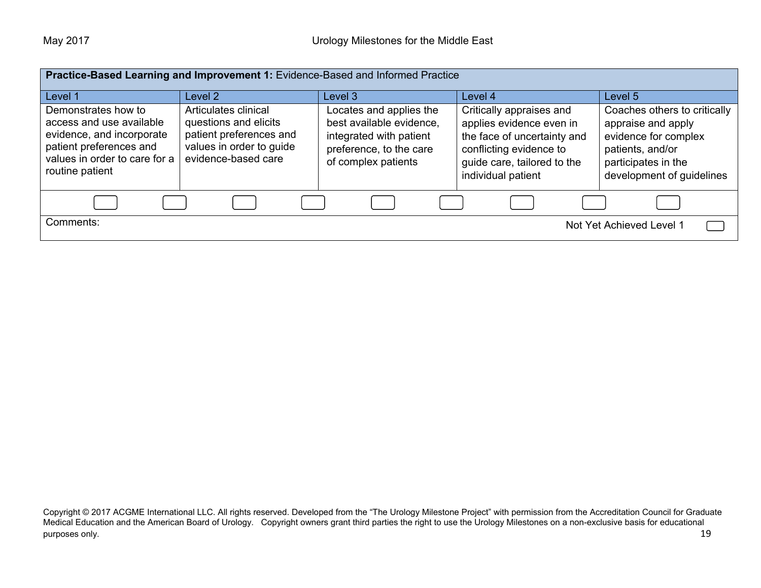| **Practice-Based Learning and Improvement 1:** Evidence-Based and Informed Practice | | | | |
|---|---|---|---|---|
| Level 1 | Level 2 | Level 3 | Level 4 | Level 5 |
| Demonstrates how to access and use available evidence, and incorporate patient preferences and values in order to care for a routine patient | Articulates clinical questions and elicits patient preferences and values in order to guide evidence-based care | Locates and applies the best available evidence, integrated with patient preference, to the care of complex patients | Critically appraises and applies evidence even in the face of uncertainty and conflicting evidence to guide care, tailored to the individual patient | Coaches others to critically appraise and apply evidence for complex patients, and/or participates in the development of guidelines |

Comments:

Not Yet Achieved Level 1

Copyright © 2017 ACGME International LLC. All rights reserved. Developed from the "The Urology Milestone Project" with permission from the Accreditation Council for Graduate Medical Education and the American Board of Urology. Copyright owners grant third parties the right to use the Urology Milestones on a non-exclusive basis for educational purposes only.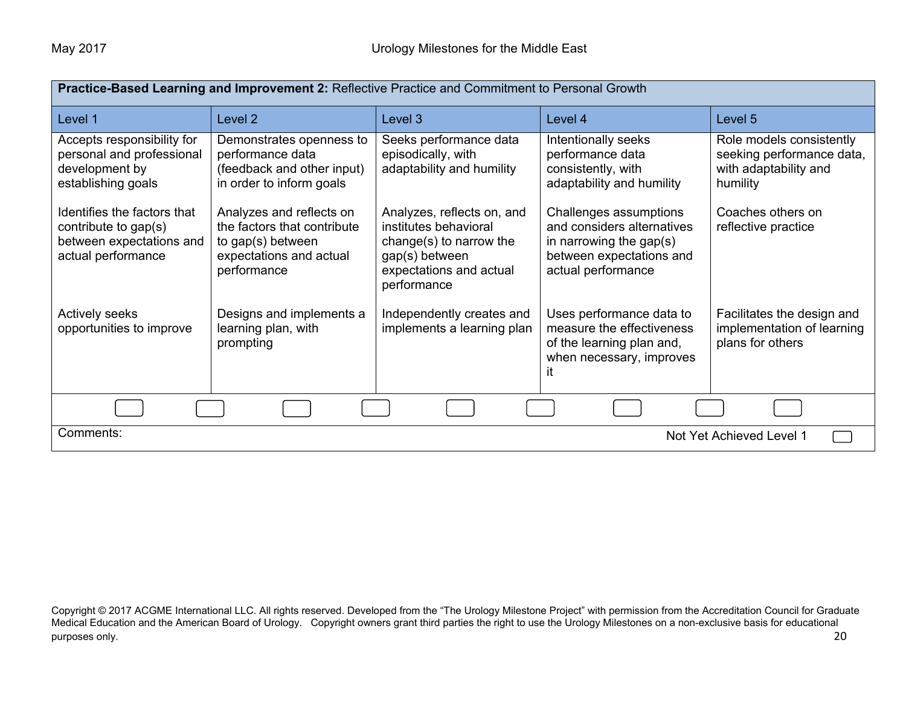| **Practice-Based Learning and Improvement 2:** Reflective Practice and Commitment to Personal Growth | | | | |
|---|---|---|---|---|
| Level 1 | Level 2 | Level 3 | Level 4 | Level 5 |
| Accepts responsibility for personal and professional development by establishing goals | Demonstrates openness to performance data (feedback and other input) in order to inform goals | Seeks performance data episodically, with adaptability and humility | Intentionally seeks performance data consistently, with adaptability and humility | Role models consistently seeking performance data, with adaptability and humility |
| Identifies the factors that contribute to gap(s) between expectations and actual performance | Analyzes and reflects on the factors that contribute to gap(s) between expectations and actual performance | Analyzes, reflects on, and institutes behavioral change(s) to narrow the gap(s) between expectations and actual performance | Challenges assumptions and considers alternatives in narrowing the gap(s) between expectations and actual performance | Coaches others on reflective practice |
| Actively seeks opportunities to improve | Designs and implements a learning plan, with prompting | Independently creates and implements a learning plan | Uses performance data to measure the effectiveness of the learning plan and, when necessary, improves it | Facilitates the design and implementation of learning plans for others |

Comments:

Not Yet Achieved Level 1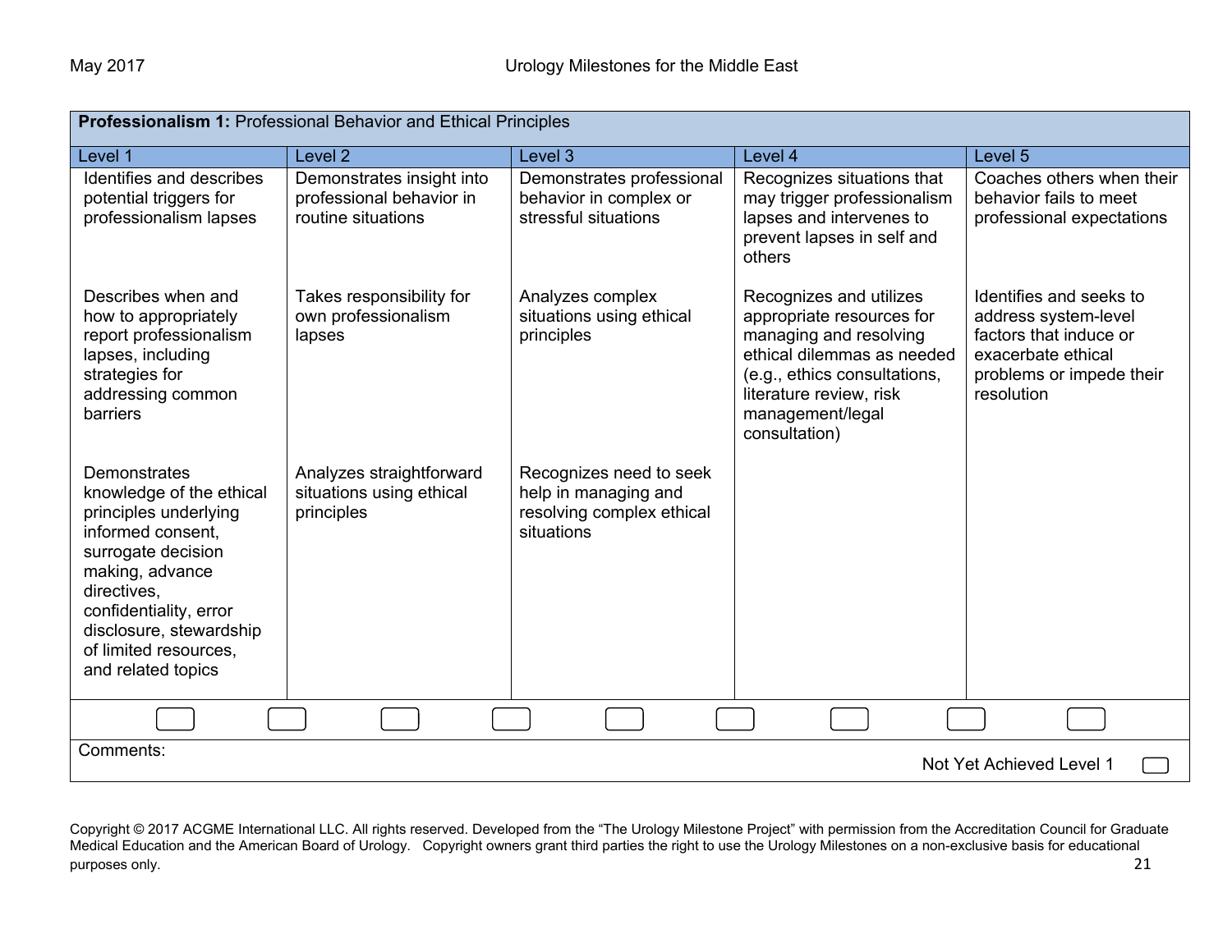| **Professionalism 1:** Professional Behavior and Ethical Principles | | | | |
|---|---|---|---|---|
| Level 1 | Level 2 | Level 3 | Level 4 | Level 5 |
| Identifies and describes potential triggers for professionalism lapses | Demonstrates insight into professional behavior in routine situations | Demonstrates professional behavior in complex or stressful situations | Recognizes situations that may trigger professionalism lapses and intervenes to prevent lapses in self and others | Coaches others when their behavior fails to meet professional expectations |
| Describes when and how to appropriately report professionalism lapses, including strategies for addressing common barriers | Takes responsibility for own professionalism lapses | Analyzes complex situations using ethical principles | Recognizes and utilizes appropriate resources for managing and resolving ethical dilemmas as needed (e.g., ethics consultations, literature review, risk management/legal consultation) | Identifies and seeks to address system-level factors that induce or exacerbate ethical problems or impede their resolution |
| Demonstrates knowledge of the ethical principles underlying informed consent, surrogate decision making, advance directives, confidentiality, error disclosure, stewardship of limited resources, and related topics | Analyzes straightforward situations using ethical principles | Recognizes need to seek help in managing and resolving complex ethical situations | | |

Comments:

Not Yet Achieved Level 1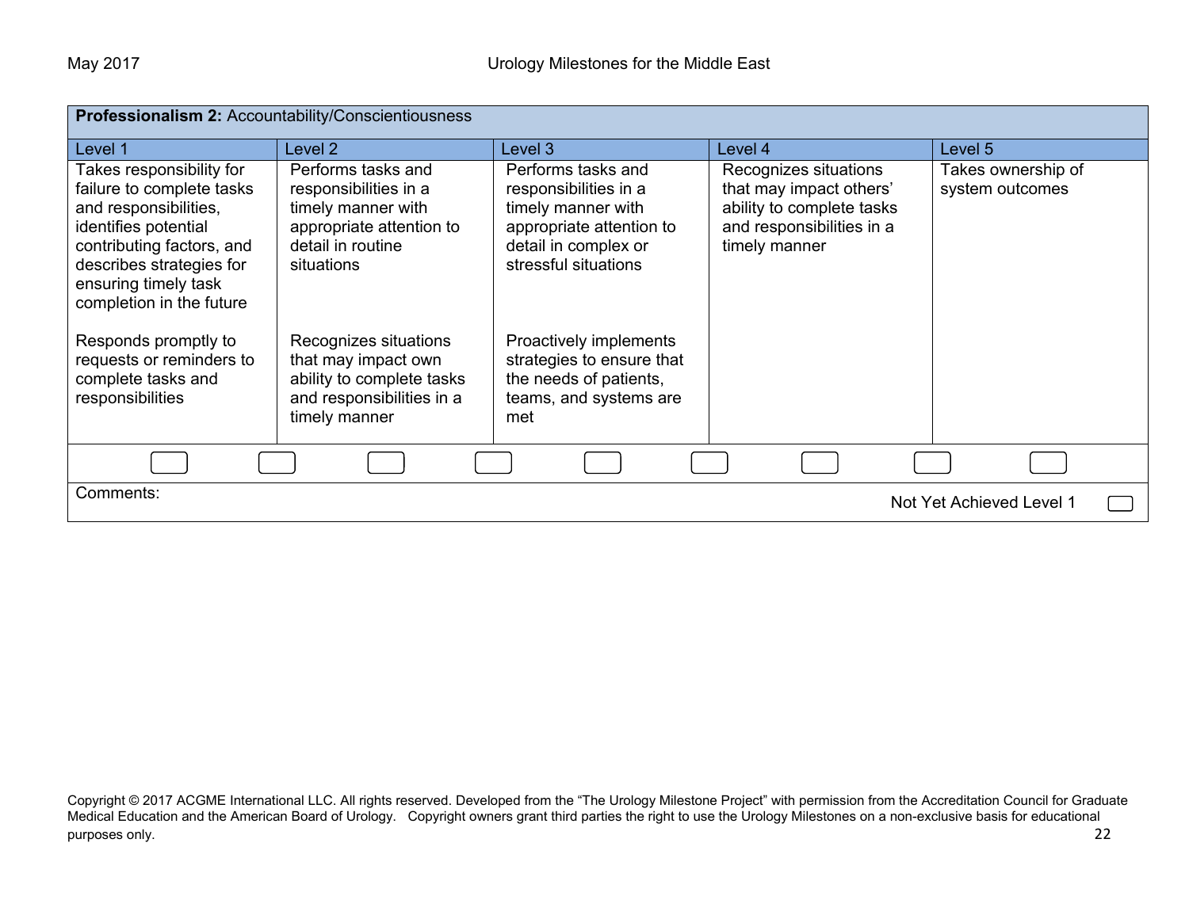| Professionalism 2: Accountability/Conscientiousness | | | | |
|---|---|---|---|---|
| Level 1 | Level 2 | Level 3 | Level 4 | Level 5 |
| Takes responsibility for failure to complete tasks and responsibilities, identifies potential contributing factors, and describes strategies for ensuring timely task completion in the future<br><br>Responds promptly to requests or reminders to complete tasks and responsibilities | Performs tasks and responsibilities in a timely manner with appropriate attention to detail in routine situations<br><br>Recognizes situations that may impact own ability to complete tasks and responsibilities in a timely manner | Performs tasks and responsibilities in a timely manner with appropriate attention to detail in complex or stressful situations<br><br>Proactively implements strategies to ensure that the needs of patients, teams, and systems are met | Recognizes situations that may impact others' ability to complete tasks and responsibilities in a timely manner | Takes ownership of system outcomes |

Comments:

Not Yet Achieved Level 1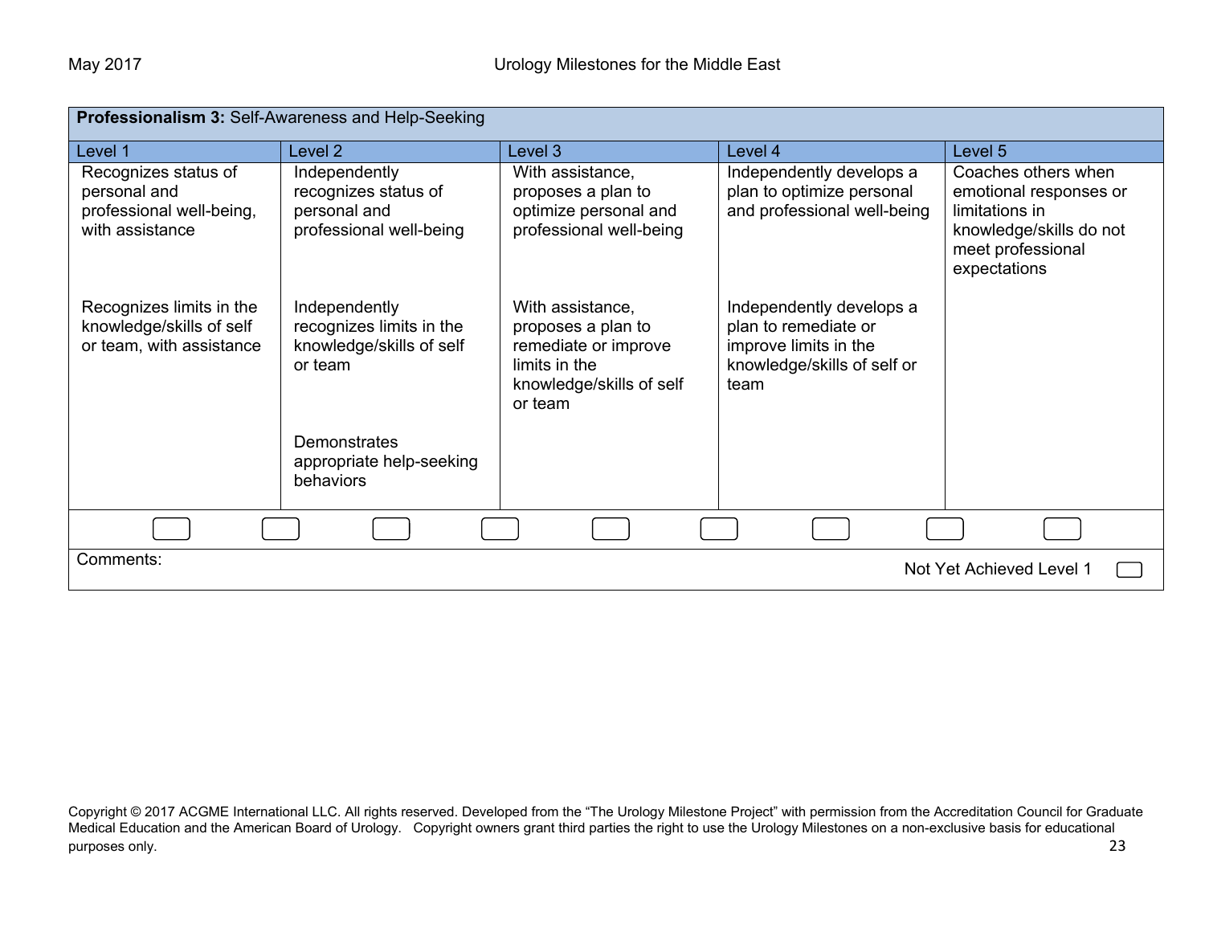**Professionalism 3:** Self-Awareness and Help-Seeking

| Level 1 | Level 2 | Level 3 | Level 4 | Level 5 |
|---|---|---|---|---|
| Recognizes status of personal and professional well-being, with assistance | Independently recognizes status of personal and professional well-being | With assistance, proposes a plan to optimize personal and professional well-being | Independently develops a plan to optimize personal and professional well-being | Coaches others when emotional responses or limitations in knowledge/skills do not meet professional expectations |
| Recognizes limits in the knowledge/skills of self or team, with assistance | Independently recognizes limits in the knowledge/skills of self or team | With assistance, proposes a plan to remediate or improve limits in the knowledge/skills of self or team | Independently develops a plan to remediate or improve limits in the knowledge/skills of self or team | |
| | Demonstrates appropriate help-seeking behaviors | | | |

Comments:

Not Yet Achieved Level 1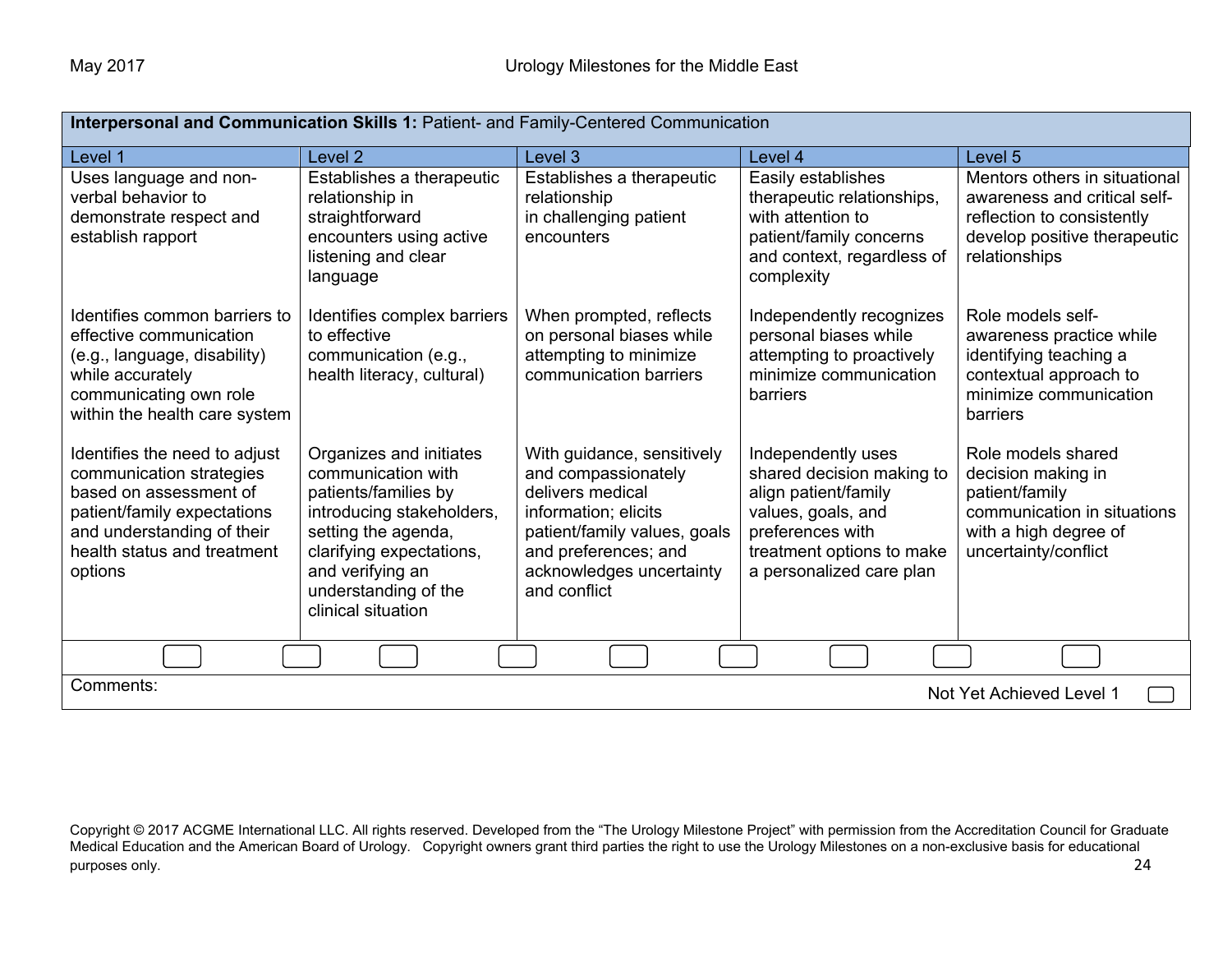| **Interpersonal and Communication Skills 1:** Patient- and Family-Centered Communication | | | | |
|---|---|---|---|---|
| Level 1 | Level 2 | Level 3 | Level 4 | Level 5 |
| Uses language and non-verbal behavior to demonstrate respect and establish rapport | Establishes a therapeutic relationship in straightforward encounters using active listening and clear language | Establishes a therapeutic relationship in challenging patient encounters | Easily establishes therapeutic relationships, with attention to patient/family concerns and context, regardless of complexity | Mentors others in situational awareness and critical self-reflection to consistently develop positive therapeutic relationships |
| Identifies common barriers to effective communication (e.g., language, disability) while accurately communicating own role within the health care system | Identifies complex barriers to effective communication (e.g., health literacy, cultural) | When prompted, reflects on personal biases while attempting to minimize communication barriers | Independently recognizes personal biases while attempting to proactively minimize communication barriers | Role models self-awareness practice while identifying teaching a contextual approach to minimize communication barriers |
| Identifies the need to adjust communication strategies based on assessment of patient/family expectations and understanding of their health status and treatment options | Organizes and initiates communication with patients/families by introducing stakeholders, setting the agenda, clarifying expectations, and verifying an understanding of the clinical situation | With guidance, sensitively and compassionately delivers medical information; elicits patient/family values, goals and preferences; and acknowledges uncertainty and conflict | Independently uses shared decision making to align patient/family values, goals, and preferences with treatment options to make a personalized care plan | Role models shared decision making in patient/family communication in situations with a high degree of uncertainty/conflict |

Comments:

Not Yet Achieved Level 1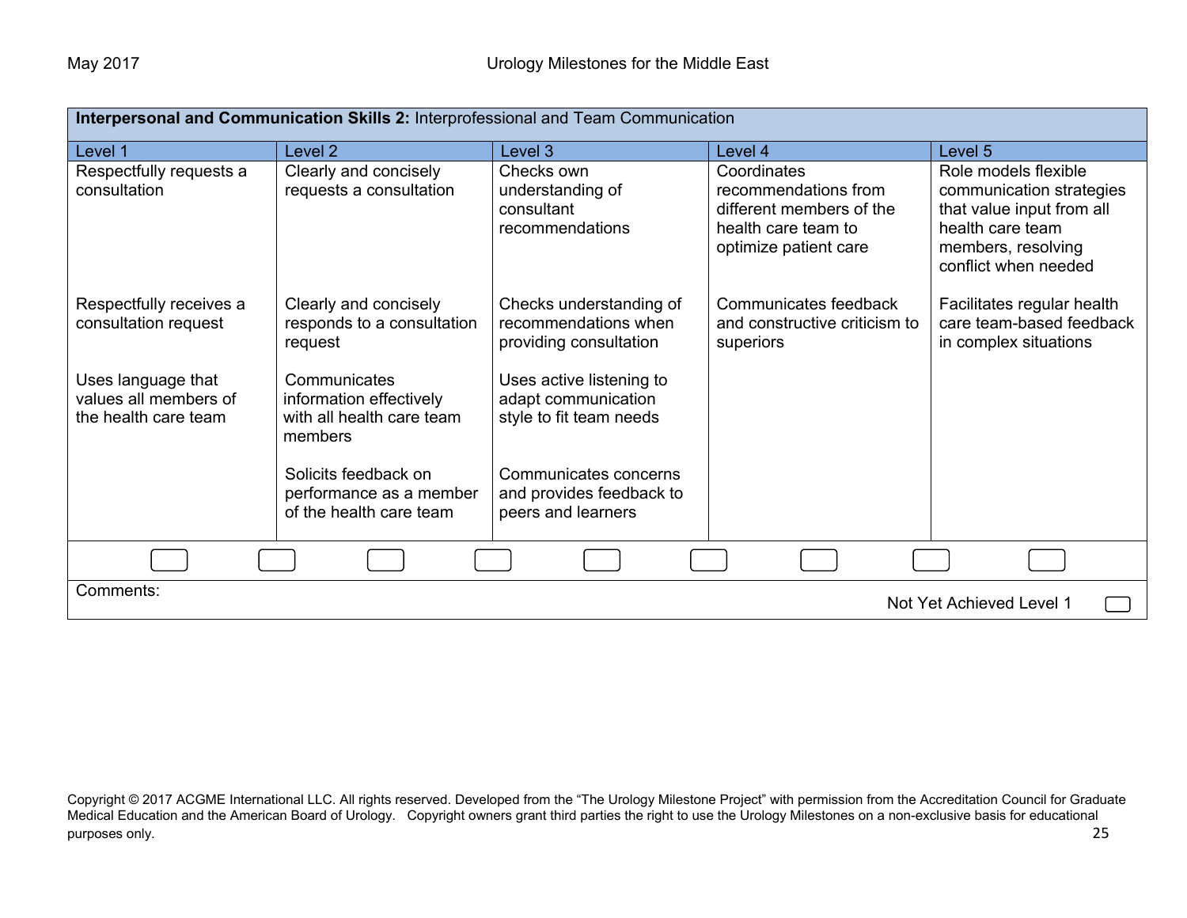**Interpersonal and Communication Skills 2:** Interprofessional and Team Communication

| Level 1 | Level 2 | Level 3 | Level 4 | Level 5 |
|---|---|---|---|---|
| Respectfully requests a consultation | Clearly and concisely requests a consultation | Checks own understanding of consultant recommendations | Coordinates recommendations from different members of the health care team to optimize patient care | Role models flexible communication strategies that value input from all health care team members, resolving conflict when needed |
| Respectfully receives a consultation request | Clearly and concisely responds to a consultation request | Checks understanding of recommendations when providing consultation | Communicates feedback and constructive criticism to superiors | Facilitates regular health care team-based feedback in complex situations |
| Uses language that values all members of the health care team | Communicates information effectively with all health care team members | Uses active listening to adapt communication style to fit team needs | | |
| | Solicits feedback on performance as a member of the health care team | Communicates concerns and provides feedback to peers and learners | | |

Comments:

Not Yet Achieved Level 1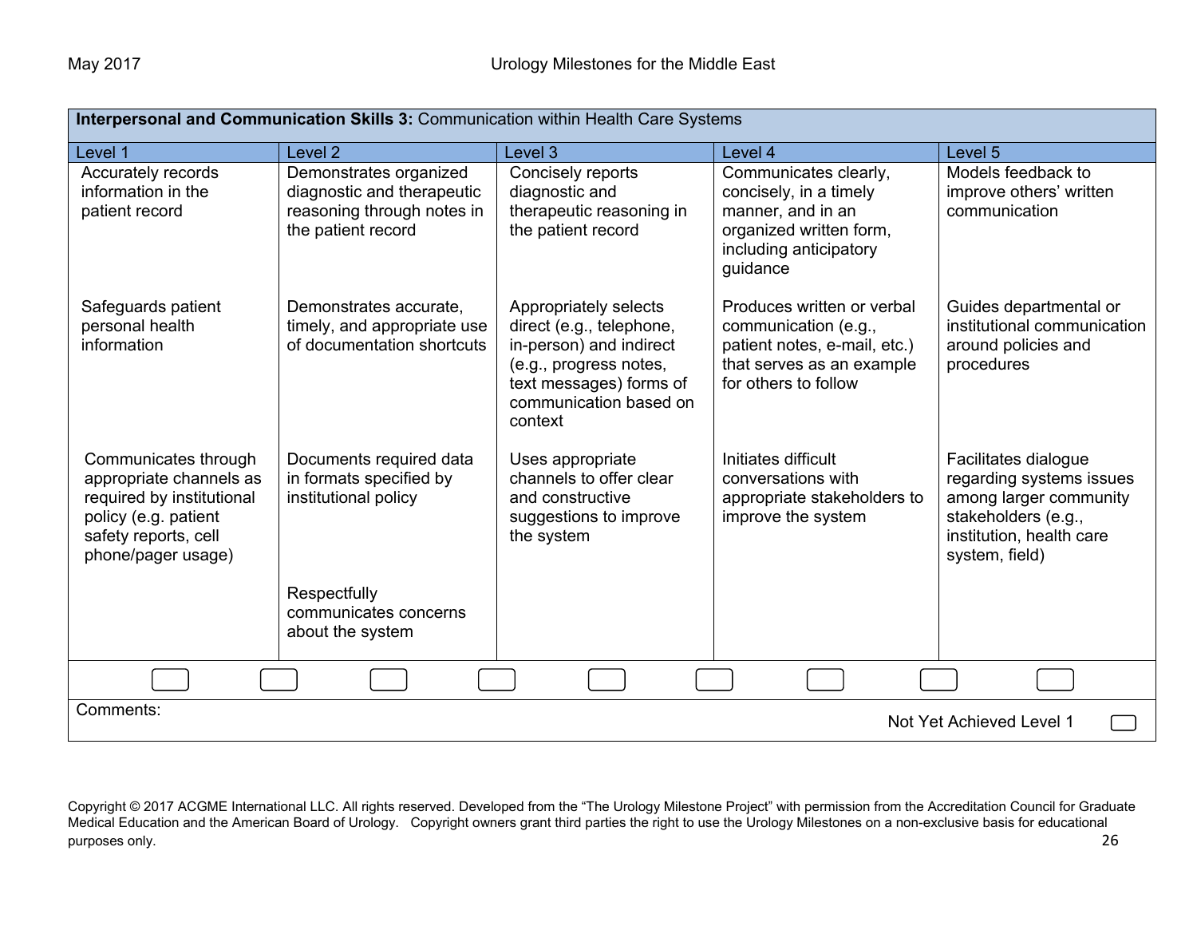| **Interpersonal and Communication Skills 3:** Communication within Health Care Systems | | | | |
|---|---|---|---|---|
| Level 1 | Level 2 | Level 3 | Level 4 | Level 5 |
| Accurately records information in the patient record | Demonstrates organized diagnostic and therapeutic reasoning through notes in the patient record | Concisely reports diagnostic and therapeutic reasoning in the patient record | Communicates clearly, concisely, in a timely manner, and in an organized written form, including anticipatory guidance | Models feedback to improve others' written communication |
| Safeguards patient personal health information | Demonstrates accurate, timely, and appropriate use of documentation shortcuts | Appropriately selects direct (e.g., telephone, in-person) and indirect (e.g., progress notes, text messages) forms of communication based on context | Produces written or verbal communication (e.g., patient notes, e-mail, etc.) that serves as an example for others to follow | Guides departmental or institutional communication around policies and procedures |
| Communicates through appropriate channels as required by institutional policy (e.g. patient safety reports, cell phone/pager usage) | Documents required data in formats specified by institutional policy | Uses appropriate channels to offer clear and constructive suggestions to improve the system | Initiates difficult conversations with appropriate stakeholders to improve the system | Facilitates dialogue regarding systems issues among larger community stakeholders (e.g., institution, health care system, field) |
| | Respectfully communicates concerns about the system | | | |

Comments:

Not Yet Achieved Level 1

Copyright © 2017 ACGME International LLC. All rights reserved. Developed from the "The Urology Milestone Project" with permission from the Accreditation Council for Graduate Medical Education and the American Board of Urology. Copyright owners grant third parties the right to use the Urology Milestones on a non-exclusive basis for educational purposes only.